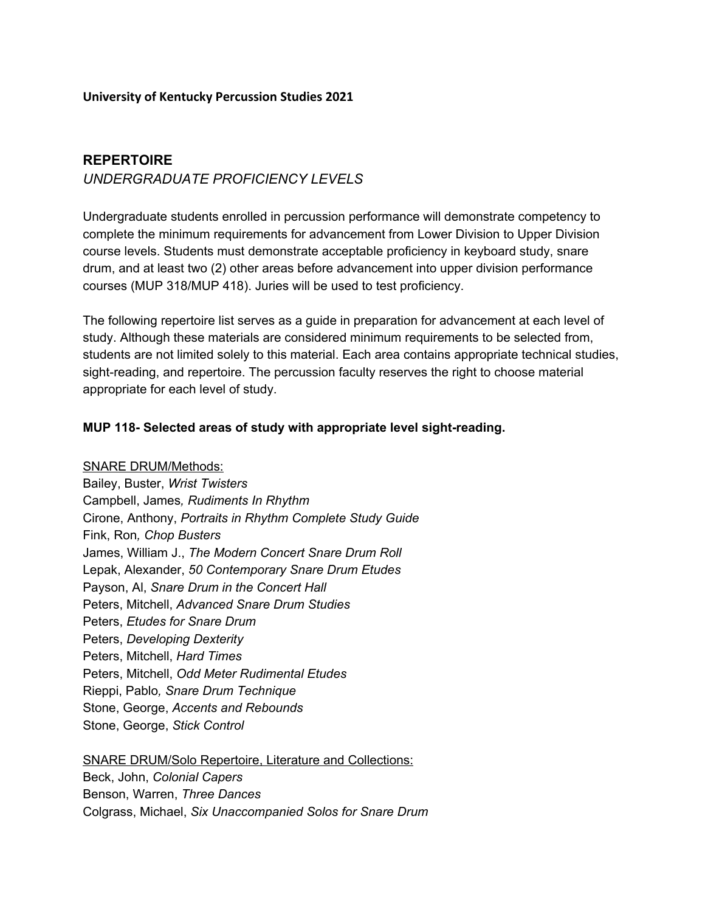**University of Kentucky Percussion Studies 2021**

## REPERTOIRE

*UNDERGRADUATE PROFICIENCY LEVELS*

Undergraduate students enrolled in percussion performance will demonstrate competency to complete the minimum requirements for advancement from Lower Division to Upper Division course levels. Students must demonstrate acceptable proficiency in keyboard study, snare drum, and at least two (2) other areas before advancement into upper division performance courses (MUP 318/MUP 418). Juries will be used to test proficiency.

The following repertoire list serves as a guide in preparation for advancement at each level of study. Although these materials are considered minimum requirements to be selected from, students are not limited solely to this material. Each area contains appropriate technical studies, sight-reading, and repertoire. The percussion faculty reserves the right to choose material appropriate for each level of study.

**MUP 118- Selected areas of study with appropriate level sight-reading.**

<u>SNARE DRUM/Methods:</u>

Bailey, Buster, *Wrist Twisters*
Campbell, James*, Rudiments In Rhythm*
Cirone, Anthony, *Portraits in Rhythm Complete Study Guide*
Fink, Ron*, Chop Busters*
James, William J., *The Modern Concert Snare Drum Roll*
Lepak, Alexander, *50 Contemporary Snare Drum Etudes*
Payson, Al, *Snare Drum in the Concert Hall*
Peters, Mitchell, *Advanced Snare Drum Studies*
Peters, *Etudes for Snare Drum*
Peters, *Developing Dexterity*
Peters, Mitchell, *Hard Times*
Peters, Mitchell, *Odd Meter Rudimental Etudes*
Rieppi, Pablo*, Snare Drum Technique*
Stone, George, *Accents and Rebounds*
Stone, George, *Stick Control*

<u>SNARE DRUM/Solo Repertoire, Literature and Collections:</u>

Beck, John, *Colonial Capers*
Benson, Warren, *Three Dances*
Colgrass, Michael, *Six Unaccompanied Solos for Snare Drum*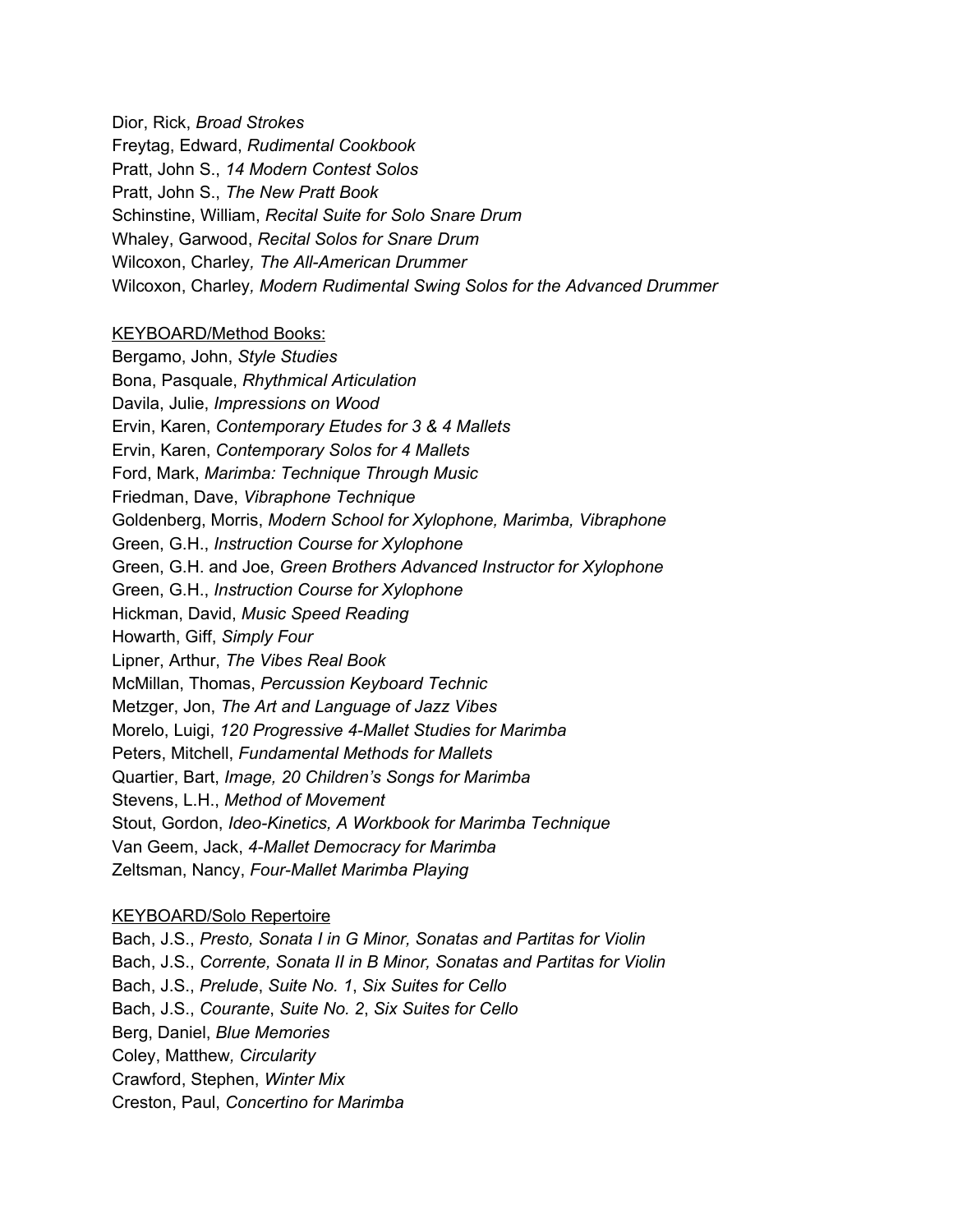Dior, Rick, *Broad Strokes*  
Freytag, Edward, *Rudimental Cookbook*  
Pratt, John S., *14 Modern Contest Solos*  
Pratt, John S., *The New Pratt Book*  
Schinstine, William, *Recital Suite for Solo Snare Drum*  
Whaley, Garwood, *Recital Solos for Snare Drum*  
Wilcoxon, Charley*, The All-American Drummer*  
Wilcoxon, Charley*, Modern Rudimental Swing Solos for the Advanced Drummer*

<u>KEYBOARD/Method Books:</u>

Bergamo, John, *Style Studies*  
Bona, Pasquale, *Rhythmical Articulation*  
Davila, Julie, *Impressions on Wood*  
Ervin, Karen, *Contemporary Etudes for 3 & 4 Mallets*  
Ervin, Karen, *Contemporary Solos for 4 Mallets*  
Ford, Mark, *Marimba: Technique Through Music*  
Friedman, Dave, *Vibraphone Technique*  
Goldenberg, Morris, *Modern School for Xylophone, Marimba, Vibraphone*  
Green, G.H., *Instruction Course for Xylophone*  
Green, G.H. and Joe, *Green Brothers Advanced Instructor for Xylophone*  
Green, G.H., *Instruction Course for Xylophone*  
Hickman, David, *Music Speed Reading*  
Howarth, Giff, *Simply Four*  
Lipner, Arthur, *The Vibes Real Book*  
McMillan, Thomas, *Percussion Keyboard Technic*  
Metzger, Jon, *The Art and Language of Jazz Vibes*  
Morelo, Luigi, *120 Progressive 4-Mallet Studies for Marimba*  
Peters, Mitchell, *Fundamental Methods for Mallets*  
Quartier, Bart, *Image, 20 Children's Songs for Marimba*  
Stevens, L.H., *Method of Movement*  
Stout, Gordon, *Ideo-Kinetics, A Workbook for Marimba Technique*  
Van Geem, Jack, *4-Mallet Democracy for Marimba*  
Zeltsman, Nancy, *Four-Mallet Marimba Playing*

<u>KEYBOARD/Solo Repertoire</u>

Bach, J.S., *Presto, Sonata I in G Minor, Sonatas and Partitas for Violin*  
Bach, J.S., *Corrente, Sonata II in B Minor, Sonatas and Partitas for Violin*  
Bach, J.S., *Prelude*, *Suite No. 1*, *Six Suites for Cello*  
Bach, J.S., *Courante*, *Suite No. 2*, *Six Suites for Cello*  
Berg, Daniel, *Blue Memories*  
Coley, Matthew*, Circularity*  
Crawford, Stephen, *Winter Mix*  
Creston, Paul, *Concertino for Marimba*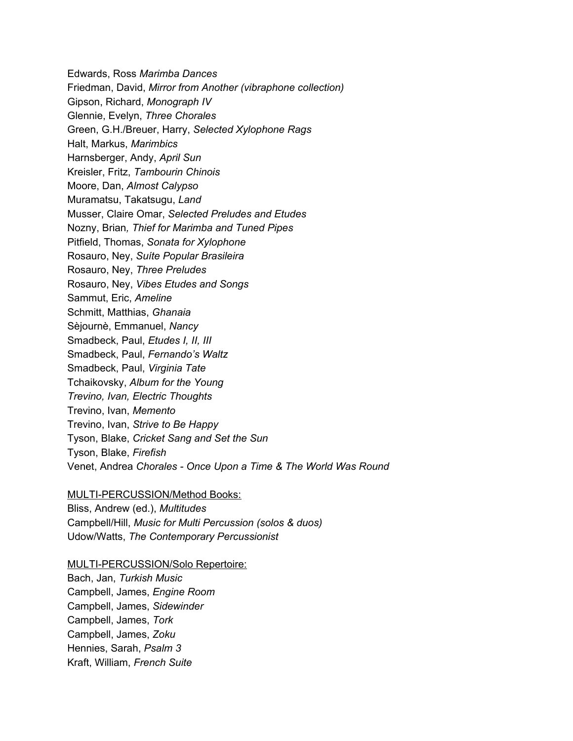Edwards, Ross *Marimba Dances*
Friedman, David, *Mirror from Another (vibraphone collection)*
Gipson, Richard, *Monograph IV*
Glennie, Evelyn, *Three Chorales*
Green, G.H./Breuer, Harry, *Selected Xylophone Rags*
Halt, Markus, *Marimbics*
Harnsberger, Andy, *April Sun*
Kreisler, Fritz, *Tambourin Chinois*
Moore, Dan, *Almost Calypso*
Muramatsu, Takatsugu, *Land*
Musser, Claire Omar, *Selected Preludes and Etudes*
Nozny, Brian*, Thief for Marimba and Tuned Pipes*
Pitfield, Thomas, *Sonata for Xylophone*
Rosauro, Ney, *Suíte Popular Brasileira*
Rosauro, Ney, *Three Preludes*
Rosauro, Ney, *Vibes Etudes and Songs*
Sammut, Eric, *Ameline*
Schmitt, Matthias, *Ghanaia*
Sèjournè, Emmanuel, *Nancy*
Smadbeck, Paul, *Etudes I, II, III*
Smadbeck, Paul, *Fernando's Waltz*
Smadbeck, Paul, *Virginia Tate*
Tchaikovsky, *Album for the Young*
*Trevino, Ivan, Electric Thoughts*
Trevino, Ivan, *Memento*
Trevino, Ivan, *Strive to Be Happy*
Tyson, Blake, *Cricket Sang and Set the Sun*
Tyson, Blake, *Firefish*
Venet, Andrea *Chorales - Once Upon a Time & The World Was Round*

<u>MULTI-PERCUSSION/Method Books:</u>
Bliss, Andrew (ed.), *Multitudes*
Campbell/Hill, *Music for Multi Percussion (solos & duos)*
Udow/Watts, *The Contemporary Percussionist*

<u>MULTI-PERCUSSION/Solo Repertoire:</u>
Bach, Jan, *Turkish Music*
Campbell, James, *Engine Room*
Campbell, James, *Sidewinder*
Campbell, James, *Tork*
Campbell, James, *Zoku*
Hennies, Sarah, *Psalm 3*
Kraft, William, *French Suite*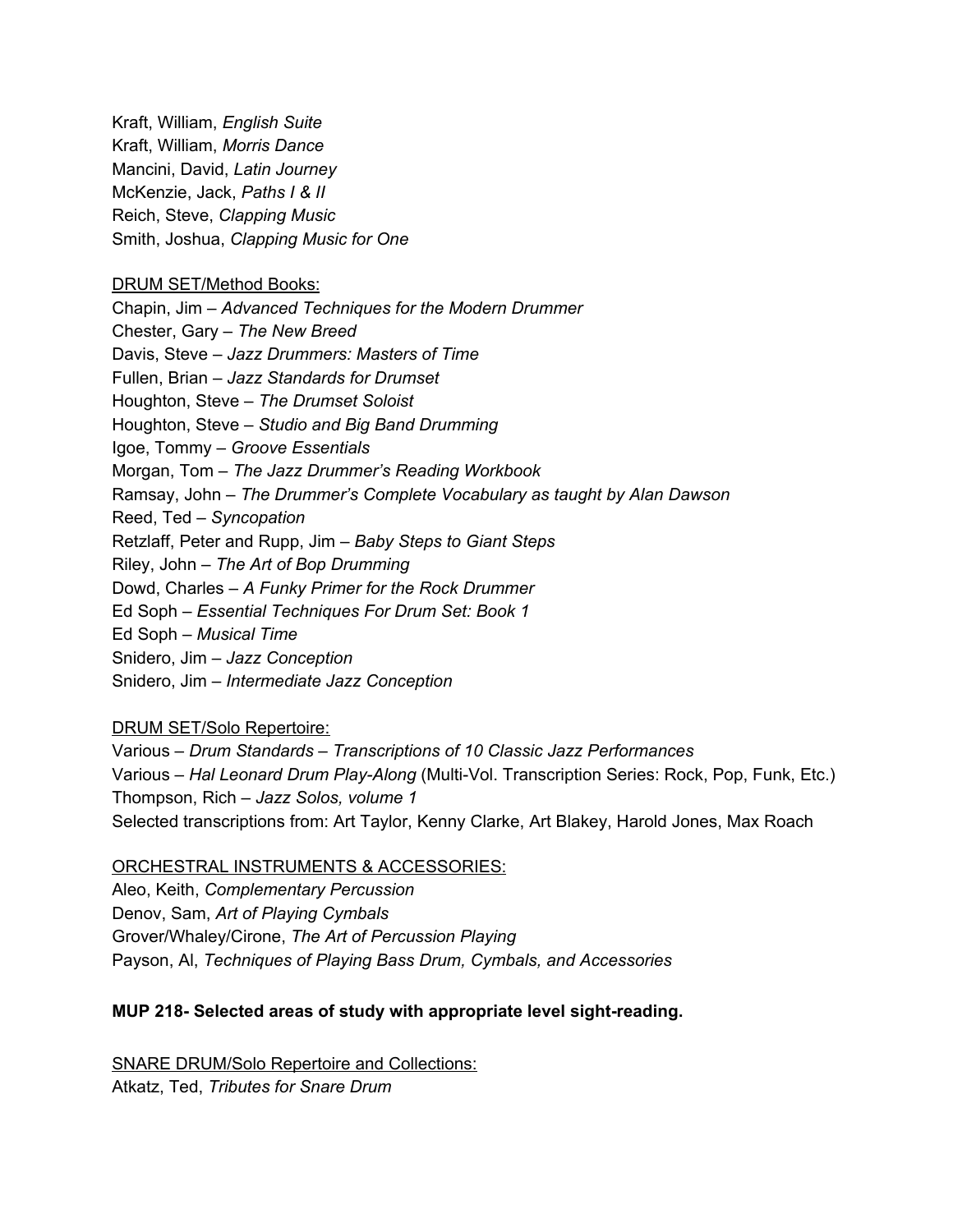Kraft, William, *English Suite*
Kraft, William, *Morris Dance*
Mancini, David, *Latin Journey*
McKenzie, Jack, *Paths I & II*
Reich, Steve, *Clapping Music*
Smith, Joshua, *Clapping Music for One*

<u>DRUM SET/Method Books:</u>
Chapin, Jim – *Advanced Techniques for the Modern Drummer*
Chester, Gary – *The New Breed*
Davis, Steve – *Jazz Drummers: Masters of Time*
Fullen, Brian – *Jazz Standards for Drumset*
Houghton, Steve – *The Drumset Soloist*
Houghton, Steve – *Studio and Big Band Drumming*
Igoe, Tommy – *Groove Essentials*
Morgan, Tom – *The Jazz Drummer's Reading Workbook*
Ramsay, John – *The Drummer's Complete Vocabulary as taught by Alan Dawson*
Reed, Ted – *Syncopation*
Retzlaff, Peter and Rupp, Jim – *Baby Steps to Giant Steps*
Riley, John – *The Art of Bop Drumming*
Dowd, Charles – *A Funky Primer for the Rock Drummer*
Ed Soph – *Essential Techniques For Drum Set: Book 1*
Ed Soph – *Musical Time*
Snidero, Jim – *Jazz Conception*
Snidero, Jim – *Intermediate Jazz Conception*

<u>DRUM SET/Solo Repertoire:</u>
Various – *Drum Standards – Transcriptions of 10 Classic Jazz Performances*
Various – *Hal Leonard Drum Play-Along* (Multi-Vol. Transcription Series: Rock, Pop, Funk, Etc.)
Thompson, Rich – *Jazz Solos, volume 1*
Selected transcriptions from: Art Taylor, Kenny Clarke, Art Blakey, Harold Jones, Max Roach

<u>ORCHESTRAL INSTRUMENTS & ACCESSORIES:</u>
Aleo, Keith, *Complementary Percussion*
Denov, Sam, *Art of Playing Cymbals*
Grover/Whaley/Cirone, *The Art of Percussion Playing*
Payson, Al, *Techniques of Playing Bass Drum, Cymbals, and Accessories*

**MUP 218- Selected areas of study with appropriate level sight-reading.**

<u>SNARE DRUM/Solo Repertoire and Collections:</u>
Atkatz, Ted, *Tributes for Snare Drum*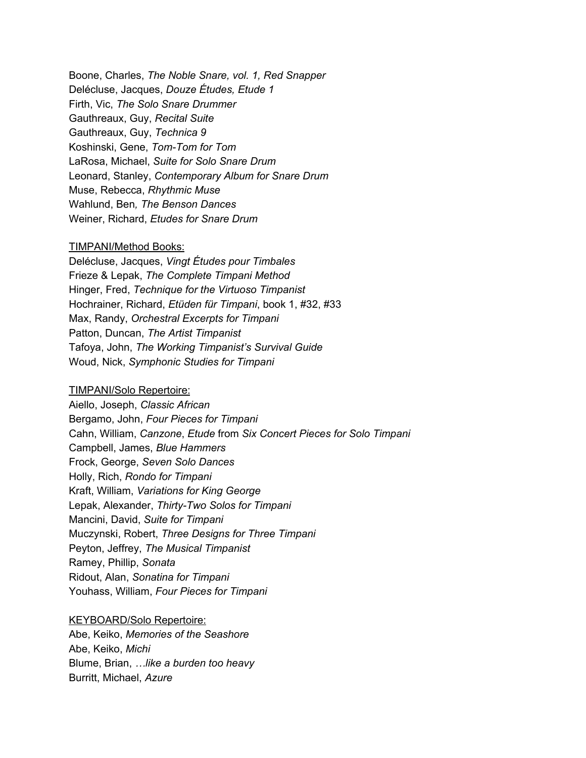Boone, Charles, *The Noble Snare, vol. 1, Red Snapper*
Delécluse, Jacques, *Douze Études, Etude 1*
Firth, Vic, *The Solo Snare Drummer*
Gauthreaux, Guy, *Recital Suite*
Gauthreaux, Guy, *Technica 9*
Koshinski, Gene, *Tom-Tom for Tom*
LaRosa, Michael, *Suite for Solo Snare Drum*
Leonard, Stanley, *Contemporary Album for Snare Drum*
Muse, Rebecca, *Rhythmic Muse*
Wahlund, Ben*, The Benson Dances*
Weiner, Richard, *Etudes for Snare Drum*

<u>TIMPANI/Method Books:</u>
Delécluse, Jacques, *Vingt Études pour Timbales*
Frieze & Lepak, *The Complete Timpani Method*
Hinger, Fred, *Technique for the Virtuoso Timpanist*
Hochrainer, Richard, *Etüden für Timpani*, book 1, #32, #33
Max, Randy, *Orchestral Excerpts for Timpani*
Patton, Duncan, *The Artist Timpanist*
Tafoya, John, *The Working Timpanist's Survival Guide*
Woud, Nick, *Symphonic Studies for Timpani*

<u>TIMPANI/Solo Repertoire:</u>
Aiello, Joseph, *Classic African*
Bergamo, John, *Four Pieces for Timpani*
Cahn, William, *Canzone*, *Etude* from *Six Concert Pieces for Solo Timpani*
Campbell, James, *Blue Hammers*
Frock, George, *Seven Solo Dances*
Holly, Rich, *Rondo for Timpani*
Kraft, William, *Variations for King George*
Lepak, Alexander, *Thirty-Two Solos for Timpani*
Mancini, David, *Suite for Timpani*
Muczynski, Robert, *Three Designs for Three Timpani*
Peyton, Jeffrey, *The Musical Timpanist*
Ramey, Phillip, *Sonata*
Ridout, Alan, *Sonatina for Timpani*
Youhass, William, *Four Pieces for Timpani*

<u>KEYBOARD/Solo Repertoire:</u>
Abe, Keiko, *Memories of the Seashore*
Abe, Keiko, *Michi*
Blume, Brian, *…like a burden too heavy*
Burritt, Michael, *Azure*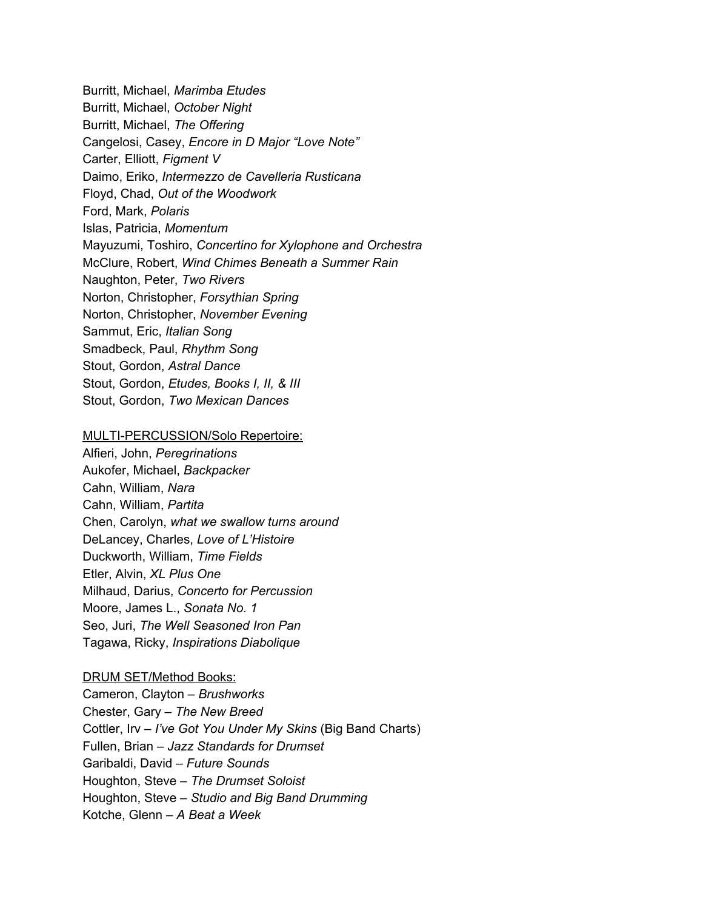Burritt, Michael, *Marimba Etudes*  
Burritt, Michael, *October Night*  
Burritt, Michael, *The Offering*  
Cangelosi, Casey, *Encore in D Major "Love Note"*  
Carter, Elliott, *Figment V*  
Daimo, Eriko, *Intermezzo de Cavelleria Rusticana*  
Floyd, Chad, *Out of the Woodwork*  
Ford, Mark, *Polaris*  
Islas, Patricia, *Momentum*  
Mayuzumi, Toshiro, *Concertino for Xylophone and Orchestra*  
McClure, Robert, *Wind Chimes Beneath a Summer Rain*  
Naughton, Peter, *Two Rivers*  
Norton, Christopher, *Forsythian Spring*  
Norton, Christopher, *November Evening*  
Sammut, Eric, *Italian Song*  
Smadbeck, Paul, *Rhythm Song*  
Stout, Gordon, *Astral Dance*  
Stout, Gordon, *Etudes, Books I, II, & III*  
Stout, Gordon, *Two Mexican Dances*

<u>MULTI-PERCUSSION/Solo Repertoire:</u>  
Alfieri, John, *Peregrinations*  
Aukofer, Michael, *Backpacker*  
Cahn, William, *Nara*  
Cahn, William, *Partita*  
Chen, Carolyn, *what we swallow turns around*  
DeLancey, Charles, *Love of L'Histoire*  
Duckworth, William, *Time Fields*  
Etler, Alvin, *XL Plus One*  
Milhaud, Darius, *Concerto for Percussion*  
Moore, James L., *Sonata No. 1*  
Seo, Juri, *The Well Seasoned Iron Pan*  
Tagawa, Ricky, *Inspirations Diabolique*

<u>DRUM SET/Method Books:</u>  
Cameron, Clayton – *Brushworks*  
Chester, Gary – *The New Breed*  
Cottler, Irv – *I've Got You Under My Skins* (Big Band Charts)  
Fullen, Brian – *Jazz Standards for Drumset*  
Garibaldi, David – *Future Sounds*  
Houghton, Steve – *The Drumset Soloist*  
Houghton, Steve – *Studio and Big Band Drumming*  
Kotche, Glenn – *A Beat a Week*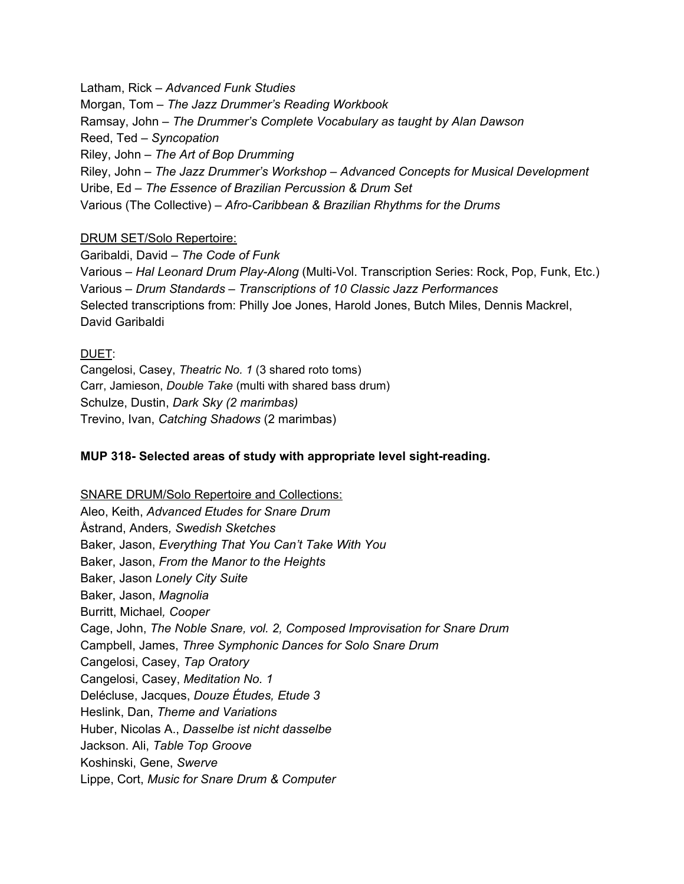Latham, Rick – *Advanced Funk Studies*
Morgan, Tom – *The Jazz Drummer's Reading Workbook*
Ramsay, John – *The Drummer's Complete Vocabulary as taught by Alan Dawson*
Reed, Ted – *Syncopation*
Riley, John – *The Art of Bop Drumming*
Riley, John – *The Jazz Drummer's Workshop – Advanced Concepts for Musical Development*
Uribe, Ed – *The Essence of Brazilian Percussion & Drum Set*
Various (The Collective) – *Afro-Caribbean & Brazilian Rhythms for the Drums*

<u>DRUM SET/Solo Repertoire:</u>
Garibaldi, David – *The Code of Funk*
Various – *Hal Leonard Drum Play-Along* (Multi-Vol. Transcription Series: Rock, Pop, Funk, Etc.)
Various – *Drum Standards – Transcriptions of 10 Classic Jazz Performances*
Selected transcriptions from: Philly Joe Jones, Harold Jones, Butch Miles, Dennis Mackrel, David Garibaldi

<u>DUET</u>:
Cangelosi, Casey, *Theatric No. 1* (3 shared roto toms)
Carr, Jamieson, *Double Take* (multi with shared bass drum)
Schulze, Dustin, *Dark Sky (2 marimbas)*
Trevino, Ivan, *Catching Shadows* (2 marimbas)

**MUP 318- Selected areas of study with appropriate level sight-reading.**

<u>SNARE DRUM/Solo Repertoire and Collections:</u>
Aleo, Keith, *Advanced Etudes for Snare Drum*
Åstrand, Anders*, Swedish Sketches*
Baker, Jason, *Everything That You Can't Take With You*
Baker, Jason, *From the Manor to the Heights*
Baker, Jason *Lonely City Suite*
Baker, Jason, *Magnolia*
Burritt, Michael*, Cooper*
Cage, John, *The Noble Snare, vol. 2, Composed Improvisation for Snare Drum*
Campbell, James, *Three Symphonic Dances for Solo Snare Drum*
Cangelosi, Casey, *Tap Oratory*
Cangelosi, Casey, *Meditation No. 1*
Delécluse, Jacques, *Douze Études, Etude 3*
Heslink, Dan, *Theme and Variations*
Huber, Nicolas A., *Dasselbe ist nicht dasselbe*
Jackson. Ali, *Table Top Groove*
Koshinski, Gene, *Swerve*
Lippe, Cort, *Music for Snare Drum & Computer*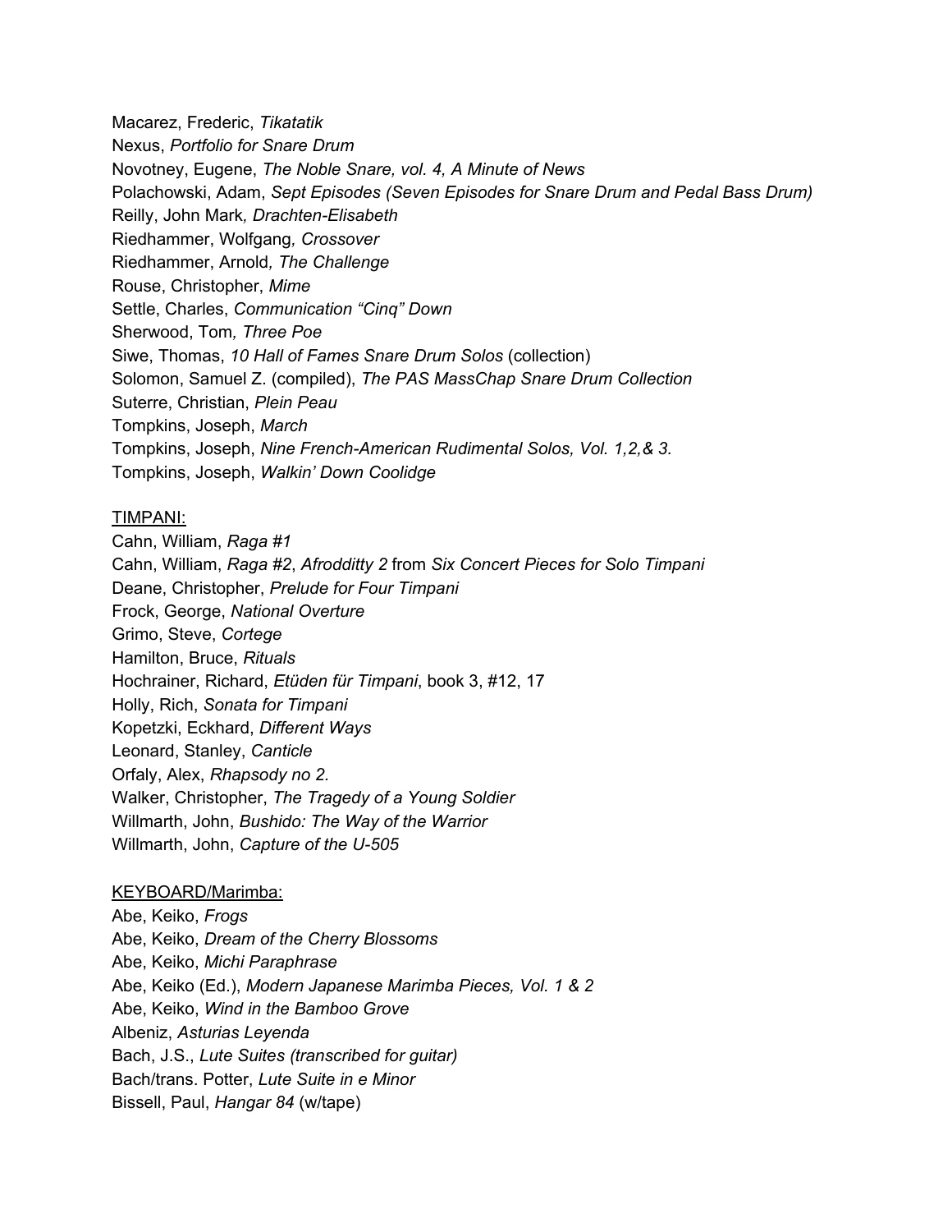Macarez, Frederic, *Tikatatik*
Nexus, *Portfolio for Snare Drum*
Novotney, Eugene, *The Noble Snare, vol. 4, A Minute of News*
Polachowski, Adam, *Sept Episodes (Seven Episodes for Snare Drum and Pedal Bass Drum)*
Reilly, John Mark*, Drachten-Elisabeth*
Riedhammer, Wolfgang*, Crossover*
Riedhammer, Arnold*, The Challenge*
Rouse, Christopher, *Mime*
Settle, Charles, *Communication "Cinq" Down*
Sherwood, Tom*, Three Poe*
Siwe, Thomas, *10 Hall of Fames Snare Drum Solos* (collection)
Solomon, Samuel Z. (compiled), *The PAS MassChap Snare Drum Collection*
Suterre, Christian, *Plein Peau*
Tompkins, Joseph, *March*
Tompkins, Joseph, *Nine French-American Rudimental Solos, Vol. 1,2,& 3.*
Tompkins, Joseph, *Walkin' Down Coolidge*

TIMPANI:

Cahn, William, *Raga #1*
Cahn, William, *Raga #2*, *Afrodditty 2* from *Six Concert Pieces for Solo Timpani*
Deane, Christopher, *Prelude for Four Timpani*
Frock, George, *National Overture*
Grimo, Steve, *Cortege*
Hamilton, Bruce, *Rituals*
Hochrainer, Richard, *Etüden für Timpani*, book 3, #12, 17
Holly, Rich, *Sonata for Timpani*
Kopetzki, Eckhard, *Different Ways*
Leonard, Stanley, *Canticle*
Orfaly, Alex, *Rhapsody no 2.*
Walker, Christopher, *The Tragedy of a Young Soldier*
Willmarth, John, *Bushido: The Way of the Warrior*
Willmarth, John, *Capture of the U-505*

KEYBOARD/Marimba:

Abe, Keiko, *Frogs*
Abe, Keiko, *Dream of the Cherry Blossoms*
Abe, Keiko, *Michi Paraphrase*
Abe, Keiko (Ed.), *Modern Japanese Marimba Pieces, Vol. 1 & 2*
Abe, Keiko, *Wind in the Bamboo Grove*
Albeniz, *Asturias Leyenda*
Bach, J.S., *Lute Suites (transcribed for guitar)*
Bach/trans. Potter, *Lute Suite in e Minor*
Bissell, Paul, *Hangar 84* (w/tape)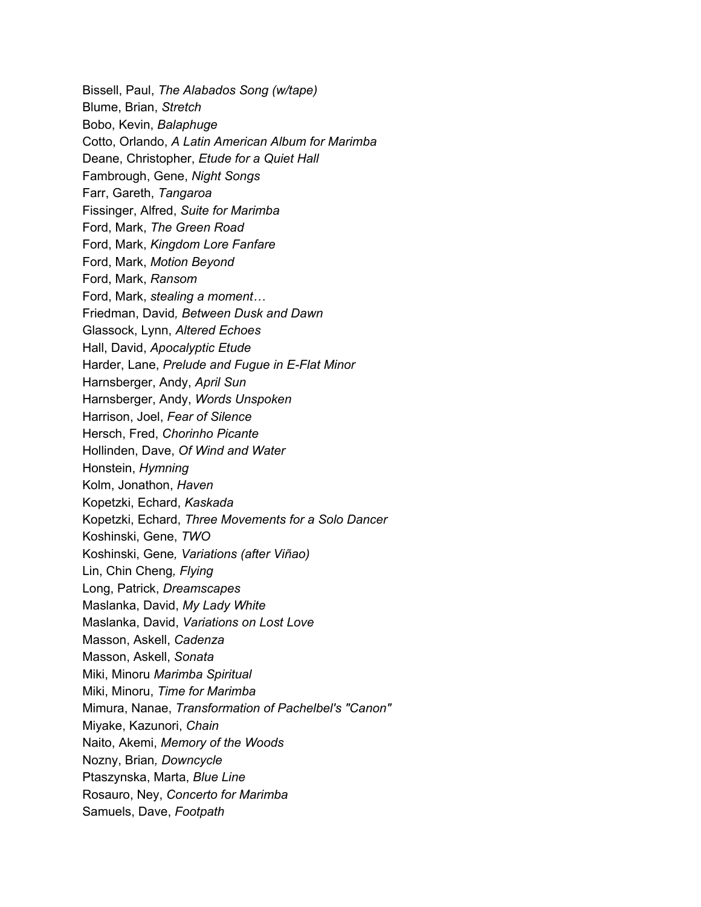Bissell, Paul, *The Alabados Song (w/tape)*
Blume, Brian, *Stretch*
Bobo, Kevin, *Balaphuge*
Cotto, Orlando, *A Latin American Album for Marimba*
Deane, Christopher, *Etude for a Quiet Hall*
Fambrough, Gene, *Night Songs*
Farr, Gareth, *Tangaroa*
Fissinger, Alfred, *Suite for Marimba*
Ford, Mark, *The Green Road*
Ford, Mark, *Kingdom Lore Fanfare*
Ford, Mark, *Motion Beyond*
Ford, Mark, *Ransom*
Ford, Mark, *stealing a moment…*
Friedman, David*, Between Dusk and Dawn*
Glassock, Lynn, *Altered Echoes*
Hall, David, *Apocalyptic Etude*
Harder, Lane, *Prelude and Fugue in E-Flat Minor*
Harnsberger, Andy, *April Sun*
Harnsberger, Andy, *Words Unspoken*
Harrison, Joel, *Fear of Silence*
Hersch, Fred, *Chorinho Picante*
Hollinden, Dave, *Of Wind and Water*
Honstein, *Hymning*
Kolm, Jonathon, *Haven*
Kopetzki, Echard, *Kaskada*
Kopetzki, Echard, *Three Movements for a Solo Dancer*
Koshinski, Gene, *TWO*
Koshinski, Gene*, Variations (after Viñao)*
Lin, Chin Cheng*, Flying*
Long, Patrick, *Dreamscapes*
Maslanka, David, *My Lady White*
Maslanka, David, *Variations on Lost Love*
Masson, Askell, *Cadenza*
Masson, Askell, *Sonata*
Miki, Minoru *Marimba Spiritual*
Miki, Minoru, *Time for Marimba*
Mimura, Nanae, *Transformation of Pachelbel's "Canon"*
Miyake, Kazunori, *Chain*
Naito, Akemi, *Memory of the Woods*
Nozny, Brian*, Downcycle*
Ptaszynska, Marta, *Blue Line*
Rosauro, Ney, *Concerto for Marimba*
Samuels, Dave, *Footpath*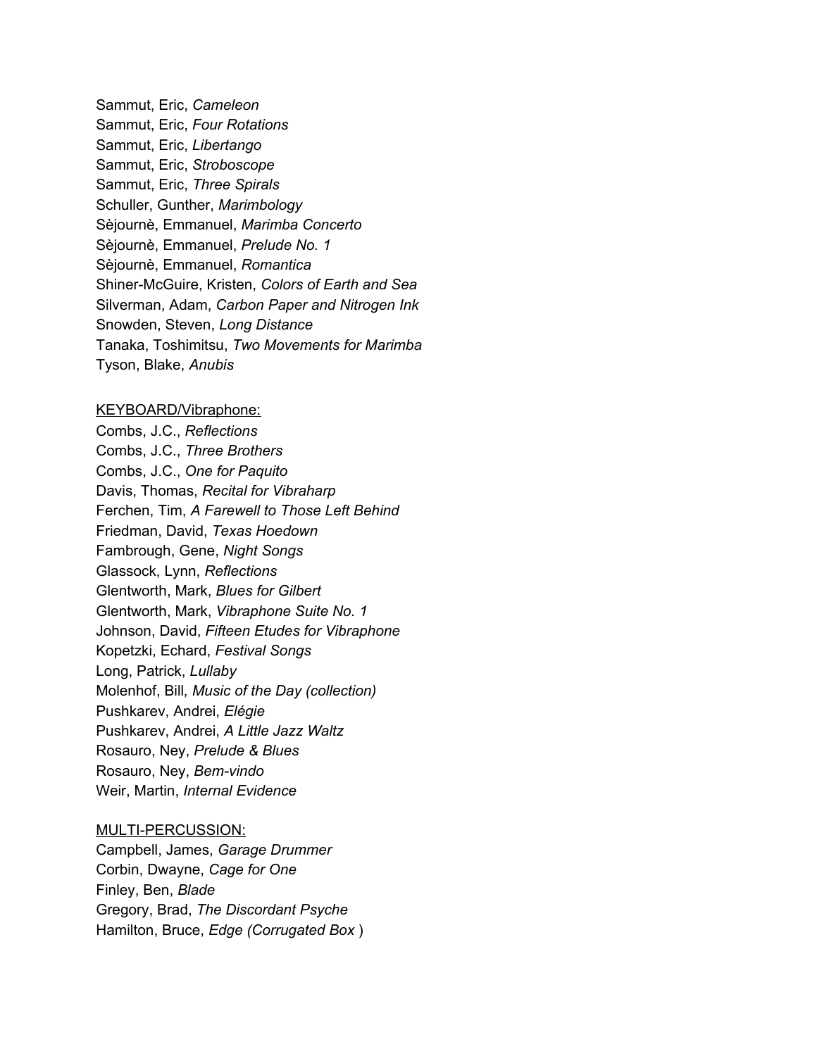Sammut, Eric, *Cameleon*
Sammut, Eric, *Four Rotations*
Sammut, Eric, *Libertango*
Sammut, Eric, *Stroboscope*
Sammut, Eric, *Three Spirals*
Schuller, Gunther, *Marimbology*
Sèjournè, Emmanuel, *Marimba Concerto*
Sèjournè, Emmanuel, *Prelude No. 1*
Sèjournè, Emmanuel, *Romantica*
Shiner-McGuire, Kristen, *Colors of Earth and Sea*
Silverman, Adam, *Carbon Paper and Nitrogen Ink*
Snowden, Steven, *Long Distance*
Tanaka, Toshimitsu, *Two Movements for Marimba*
Tyson, Blake, *Anubis*

<u>KEYBOARD/Vibraphone:</u>
Combs, J.C., *Reflections*
Combs, J.C., *Three Brothers*
Combs, J.C., *One for Paquito*
Davis, Thomas, *Recital for Vibraharp*
Ferchen, Tim, *A Farewell to Those Left Behind*
Friedman, David, *Texas Hoedown*
Fambrough, Gene, *Night Songs*
Glassock, Lynn, *Reflections*
Glentworth, Mark, *Blues for Gilbert*
Glentworth, Mark, *Vibraphone Suite No. 1*
Johnson, David, *Fifteen Etudes for Vibraphone*
Kopetzki, Echard, *Festival Songs*
Long, Patrick, *Lullaby*
Molenhof, Bill*, Music of the Day (collection)*
Pushkarev, Andrei, *Elégie*
Pushkarev, Andrei, *A Little Jazz Waltz*
Rosauro, Ney, *Prelude & Blues*
Rosauro, Ney, *Bem-vindo*
Weir, Martin, *Internal Evidence*

<u>MULTI-PERCUSSION:</u>
Campbell, James, *Garage Drummer*
Corbin, Dwayne, *Cage for One*
Finley, Ben, *Blade*
Gregory, Brad, *The Discordant Psyche*
Hamilton, Bruce, *Edge (Corrugated Box* )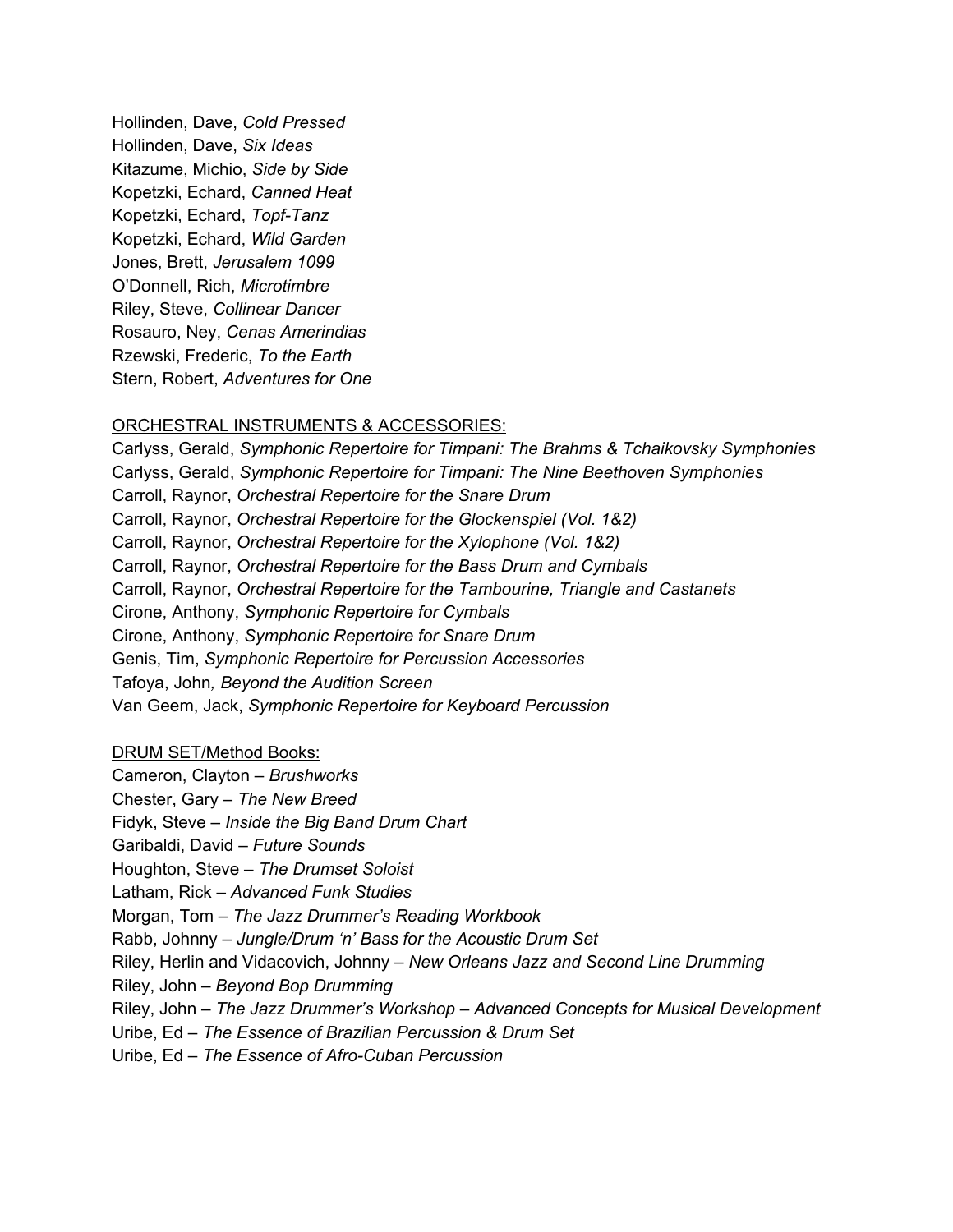Hollinden, Dave, *Cold Pressed*
Hollinden, Dave, *Six Ideas*
Kitazume, Michio, *Side by Side*
Kopetzki, Echard, *Canned Heat*
Kopetzki, Echard, *Topf-Tanz*
Kopetzki, Echard, *Wild Garden*
Jones, Brett, *Jerusalem 1099*
O'Donnell, Rich, *Microtimbre*
Riley, Steve, *Collinear Dancer*
Rosauro, Ney, *Cenas Amerindias*
Rzewski, Frederic, *To the Earth*
Stern, Robert, *Adventures for One*

<u>ORCHESTRAL INSTRUMENTS & ACCESSORIES:</u>

Carlyss, Gerald, *Symphonic Repertoire for Timpani: The Brahms & Tchaikovsky Symphonies*
Carlyss, Gerald, *Symphonic Repertoire for Timpani: The Nine Beethoven Symphonies*
Carroll, Raynor, *Orchestral Repertoire for the Snare Drum*
Carroll, Raynor, *Orchestral Repertoire for the Glockenspiel (Vol. 1&2)*
Carroll, Raynor, *Orchestral Repertoire for the Xylophone (Vol. 1&2)*
Carroll, Raynor, *Orchestral Repertoire for the Bass Drum and Cymbals*
Carroll, Raynor, *Orchestral Repertoire for the Tambourine, Triangle and Castanets*
Cirone, Anthony, *Symphonic Repertoire for Cymbals*
Cirone, Anthony, *Symphonic Repertoire for Snare Drum*
Genis, Tim, *Symphonic Repertoire for Percussion Accessories*
Tafoya, John*, Beyond the Audition Screen*
Van Geem, Jack, *Symphonic Repertoire for Keyboard Percussion*

<u>DRUM SET/Method Books:</u>

Cameron, Clayton – *Brushworks*
Chester, Gary – *The New Breed*
Fidyk, Steve – *Inside the Big Band Drum Chart*
Garibaldi, David – *Future Sounds*
Houghton, Steve – *The Drumset Soloist*
Latham, Rick – *Advanced Funk Studies*
Morgan, Tom – *The Jazz Drummer's Reading Workbook*
Rabb, Johnny – *Jungle/Drum 'n' Bass for the Acoustic Drum Set*
Riley, Herlin and Vidacovich, Johnny – *New Orleans Jazz and Second Line Drumming*
Riley, John – *Beyond Bop Drumming*
Riley, John – *The Jazz Drummer's Workshop – Advanced Concepts for Musical Development*
Uribe, Ed – *The Essence of Brazilian Percussion & Drum Set*
Uribe, Ed – *The Essence of Afro-Cuban Percussion*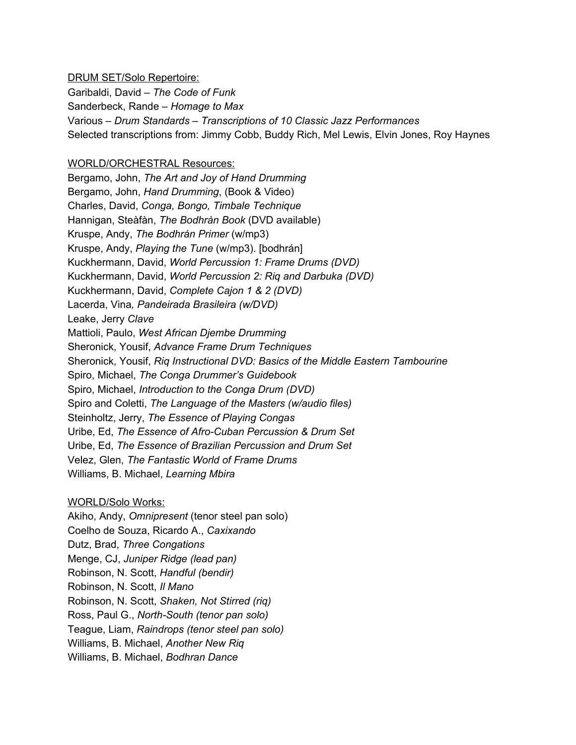<u>DRUM SET/Solo Repertoire:</u>

Garibaldi, David – *The Code of Funk*
Sanderbeck, Rande – *Homage to Max*
Various – *Drum Standards – Transcriptions of 10 Classic Jazz Performances*
Selected transcriptions from: Jimmy Cobb, Buddy Rich, Mel Lewis, Elvin Jones, Roy Haynes

<u>WORLD/ORCHESTRAL Resources:</u>

Bergamo, John, *The Art and Joy of Hand Drumming*
Bergamo, John, *Hand Drumming*, (Book & Video)
Charles, David, *Conga, Bongo, Timbale Technique*
Hannigan, Steàfàn, *The Bodhràn Book* (DVD available)
Kruspe, Andy, *The Bodhrán Primer* (w/mp3)
Kruspe, Andy, *Playing the Tune* (w/mp3). [bodhrán]
Kuckhermann, David, *World Percussion 1: Frame Drums (DVD)*
Kuckhermann, David, *World Percussion 2: Riq and Darbuka (DVD)*
Kuckhermann, David, *Complete Cajon 1 & 2 (DVD)*
Lacerda, Vina*, Pandeirada Brasileira (w/DVD)*
Leake, Jerry *Clave*
Mattioli, Paulo, *West African Djembe Drumming*
Sheronick, Yousif, *Advance Frame Drum Techniques*
Sheronick, Yousif, *Riq Instructional DVD: Basics of the Middle Eastern Tambourine*
Spiro, Michael, *The Conga Drummer's Guidebook*
Spiro, Michael, *Introduction to the Conga Drum (DVD)*
Spiro and Coletti, *The Language of the Masters (w/audio files)*
Steinholtz, Jerry, *The Essence of Playing Congas*
Uribe, Ed, *The Essence of Afro-Cuban Percussion & Drum Set*
Uribe, Ed, *The Essence of Brazilian Percussion and Drum Set*
Velez, Glen, *The Fantastic World of Frame Drums*
Williams, B. Michael, *Learning Mbira*

<u>WORLD/Solo Works:</u>

Akiho, Andy, *Omnipresent* (tenor steel pan solo)
Coelho de Souza, Ricardo A., *Caxixando*
Dutz, Brad, *Three Congations*
Menge, CJ, *Juniper Ridge (lead pan)*
Robinson, N. Scott, *Handful (bendir)*
Robinson, N. Scott, *Il Mano*
Robinson, N. Scott, *Shaken, Not Stirred (riq)*
Ross, Paul G., *North-South (tenor pan solo)*
Teague, Liam, *Raindrops (tenor steel pan solo)*
Williams, B. Michael, *Another New Riq*
Williams, B. Michael, *Bodhran Dance*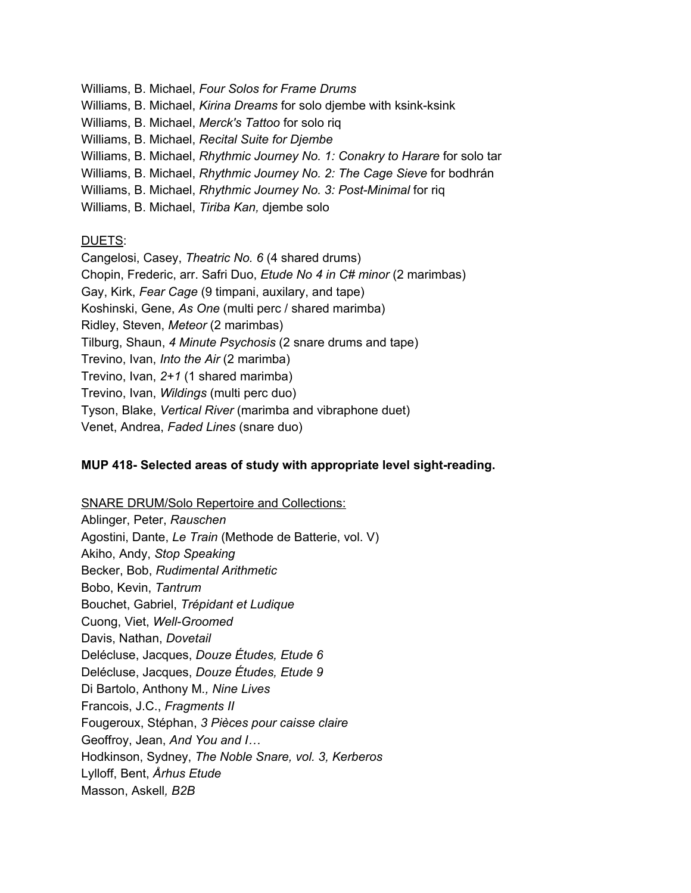Williams, B. Michael, *Four Solos for Frame Drums*
Williams, B. Michael, *Kirina Dreams* for solo djembe with ksink-ksink
Williams, B. Michael, *Merck's Tattoo* for solo riq
Williams, B. Michael, *Recital Suite for Djembe*
Williams, B. Michael, *Rhythmic Journey No. 1: Conakry to Harare* for solo tar
Williams, B. Michael, *Rhythmic Journey No. 2: The Cage Sieve* for bodhrán
Williams, B. Michael, *Rhythmic Journey No. 3: Post-Minimal* for riq
Williams, B. Michael, *Tiriba Kan,* djembe solo

<u>DUETS</u>:
Cangelosi, Casey, *Theatric No. 6* (4 shared drums)
Chopin, Frederic, arr. Safri Duo, *Etude No 4 in C# minor* (2 marimbas)
Gay, Kirk, *Fear Cage* (9 timpani, auxilary, and tape)
Koshinski, Gene, *As One* (multi perc / shared marimba)
Ridley, Steven, *Meteor* (2 marimbas)
Tilburg, Shaun, *4 Minute Psychosis* (2 snare drums and tape)
Trevino, Ivan, *Into the Air* (2 marimba)
Trevino, Ivan, *2+1* (1 shared marimba)
Trevino, Ivan, *Wildings* (multi perc duo)
Tyson, Blake, *Vertical River* (marimba and vibraphone duet)
Venet, Andrea, *Faded Lines* (snare duo)

**MUP 418- Selected areas of study with appropriate level sight-reading.**

<u>SNARE DRUM/Solo Repertoire and Collections:</u>
Ablinger, Peter, *Rauschen*
Agostini, Dante, *Le Train* (Methode de Batterie, vol. V)
Akiho, Andy, *Stop Speaking*
Becker, Bob, *Rudimental Arithmetic*
Bobo, Kevin, *Tantrum*
Bouchet, Gabriel, *Trépidant et Ludique*
Cuong, Viet, *Well-Groomed*
Davis, Nathan, *Dovetail*
Delécluse, Jacques, *Douze Études, Etude 6*
Delécluse, Jacques, *Douze Études, Etude 9*
Di Bartolo, Anthony M*., Nine Lives*
Francois, J.C., *Fragments II*
Fougeroux, Stéphan, *3 Pièces pour caisse claire*
Geoffroy, Jean, *And You and I…*
Hodkinson, Sydney, *The Noble Snare, vol. 3, Kerberos*
Lylloff, Bent, *Århus Etude*
Masson, Askell*, B2B*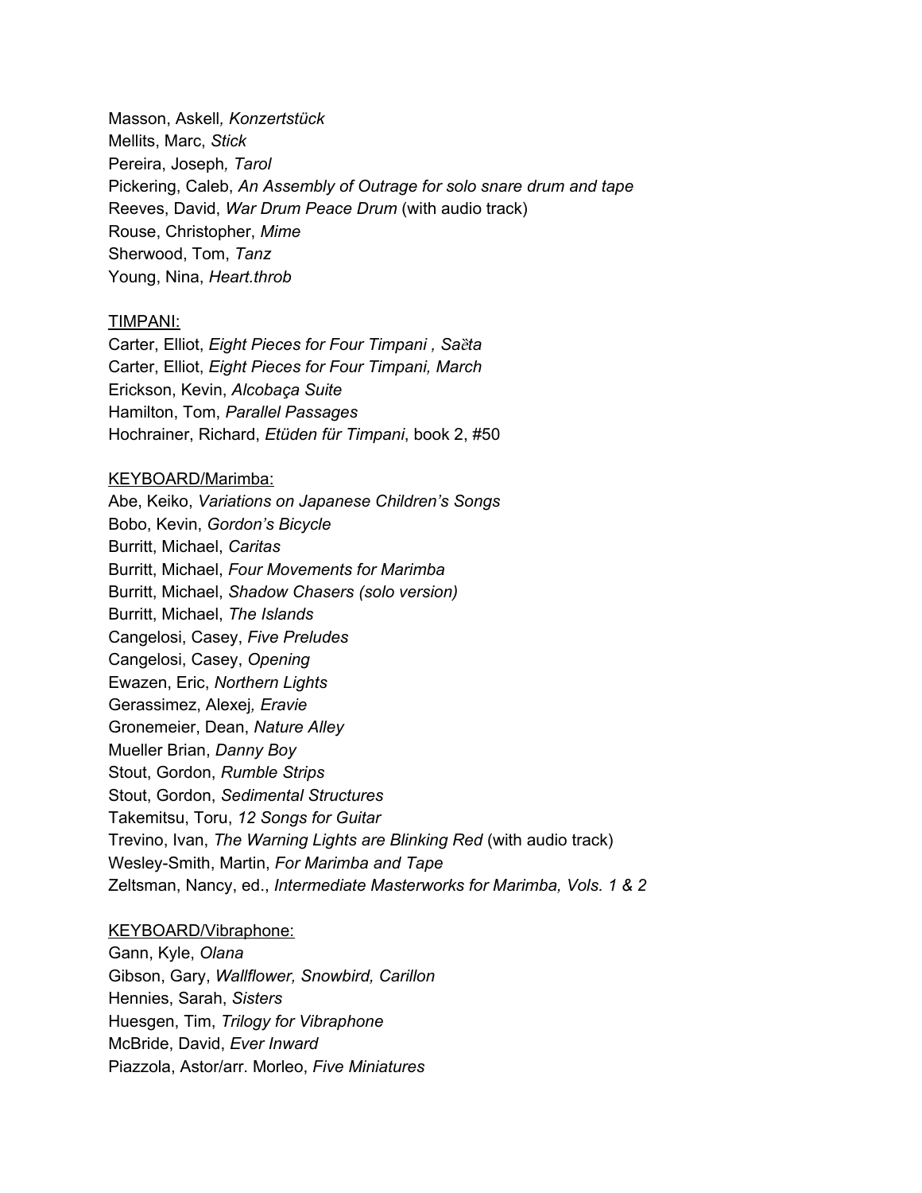Masson, Askell*, Konzertstück*
Mellits, Marc, *Stick*
Pereira, Joseph*, Tarol*
Pickering, Caleb, *An Assembly of Outrage for solo snare drum and tape*
Reeves, David, *War Drum Peace Drum* (with audio track)
Rouse, Christopher, *Mime*
Sherwood, Tom, *Tanz*
Young, Nina, *Heart.throb*

<u>TIMPANI:</u>
Carter, Elliot, *Eight Pieces for Four Timpani , Saĕta*
Carter, Elliot, *Eight Pieces for Four Timpani, March*
Erickson, Kevin, *Alcobaça Suite*
Hamilton, Tom, *Parallel Passages*
Hochrainer, Richard, *Etüden für Timpani*, book 2, #50

<u>KEYBOARD/Marimba:</u>
Abe, Keiko, *Variations on Japanese Children's Songs*
Bobo, Kevin, *Gordon's Bicycle*
Burritt, Michael, *Caritas*
Burritt, Michael, *Four Movements for Marimba*
Burritt, Michael, *Shadow Chasers (solo version)*
Burritt, Michael, *The Islands*
Cangelosi, Casey, *Five Preludes*
Cangelosi, Casey, *Opening*
Ewazen, Eric, *Northern Lights*
Gerassimez, Alexej*, Eravie*
Gronemeier, Dean, *Nature Alley*
Mueller Brian, *Danny Boy*
Stout, Gordon, *Rumble Strips*
Stout, Gordon, *Sedimental Structures*
Takemitsu, Toru, *12 Songs for Guitar*
Trevino, Ivan, *The Warning Lights are Blinking Red* (with audio track)
Wesley-Smith, Martin, *For Marimba and Tape*
Zeltsman, Nancy, ed., *Intermediate Masterworks for Marimba, Vols. 1 & 2*

<u>KEYBOARD/Vibraphone:</u>
Gann, Kyle, *Olana*
Gibson, Gary, *Wallflower, Snowbird, Carillon*
Hennies, Sarah, *Sisters*
Huesgen, Tim, *Trilogy for Vibraphone*
McBride, David, *Ever Inward*
Piazzola, Astor/arr. Morleo, *Five Miniatures*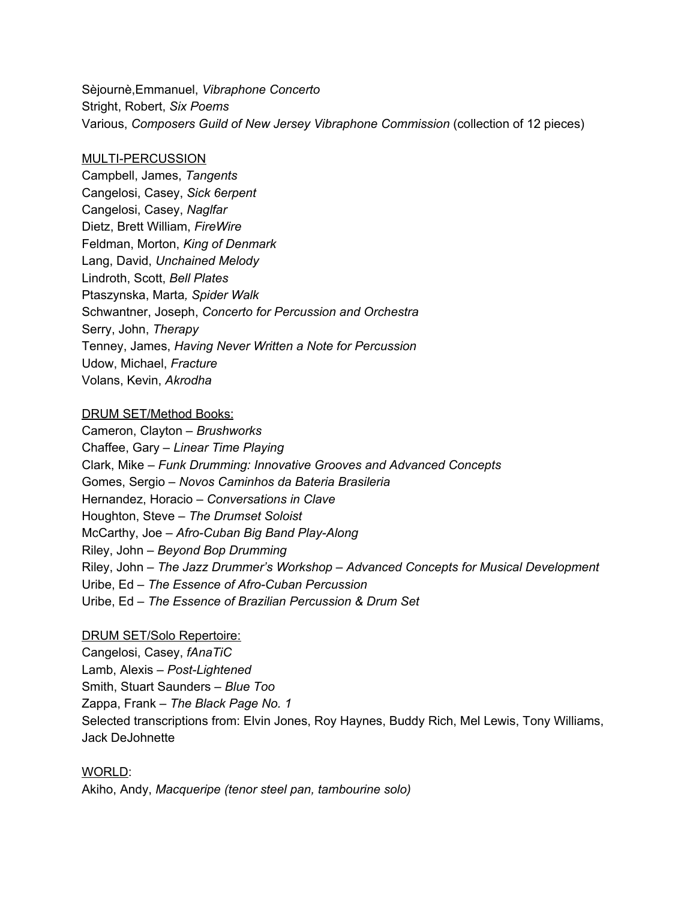Sèjournè,Emmanuel, *Vibraphone Concerto*
Stright, Robert, *Six Poems*
Various, *Composers Guild of New Jersey Vibraphone Commission* (collection of 12 pieces)

<u>MULTI-PERCUSSION</u>
Campbell, James, *Tangents*
Cangelosi, Casey, *Sick 6erpent*
Cangelosi, Casey, *Naglfar*
Dietz, Brett William, *FireWire*
Feldman, Morton, *King of Denmark*
Lang, David, *Unchained Melody*
Lindroth, Scott, *Bell Plates*
Ptaszynska, Marta*, Spider Walk*
Schwantner, Joseph, *Concerto for Percussion and Orchestra*
Serry, John, *Therapy*
Tenney, James, *Having Never Written a Note for Percussion*
Udow, Michael, *Fracture*
Volans, Kevin, *Akrodha*

<u>DRUM SET/Method Books:</u>
Cameron, Clayton – *Brushworks*
Chaffee, Gary – *Linear Time Playing*
Clark, Mike – *Funk Drumming: Innovative Grooves and Advanced Concepts*
Gomes, Sergio – *Novos Caminhos da Bateria Brasileria*
Hernandez, Horacio – *Conversations in Clave*
Houghton, Steve – *The Drumset Soloist*
McCarthy, Joe – *Afro-Cuban Big Band Play-Along*
Riley, John – *Beyond Bop Drumming*
Riley, John – *The Jazz Drummer's Workshop – Advanced Concepts for Musical Development*
Uribe, Ed – *The Essence of Afro-Cuban Percussion*
Uribe, Ed – *The Essence of Brazilian Percussion & Drum Set*

<u>DRUM SET/Solo Repertoire:</u>
Cangelosi, Casey, *fAnaTiC*
Lamb, Alexis – *Post-Lightened*
Smith, Stuart Saunders – *Blue Too*
Zappa, Frank – *The Black Page No. 1*
Selected transcriptions from: Elvin Jones, Roy Haynes, Buddy Rich, Mel Lewis, Tony Williams, Jack DeJohnette

<u>WORLD</u>:
Akiho, Andy, *Macqueripe (tenor steel pan, tambourine solo)*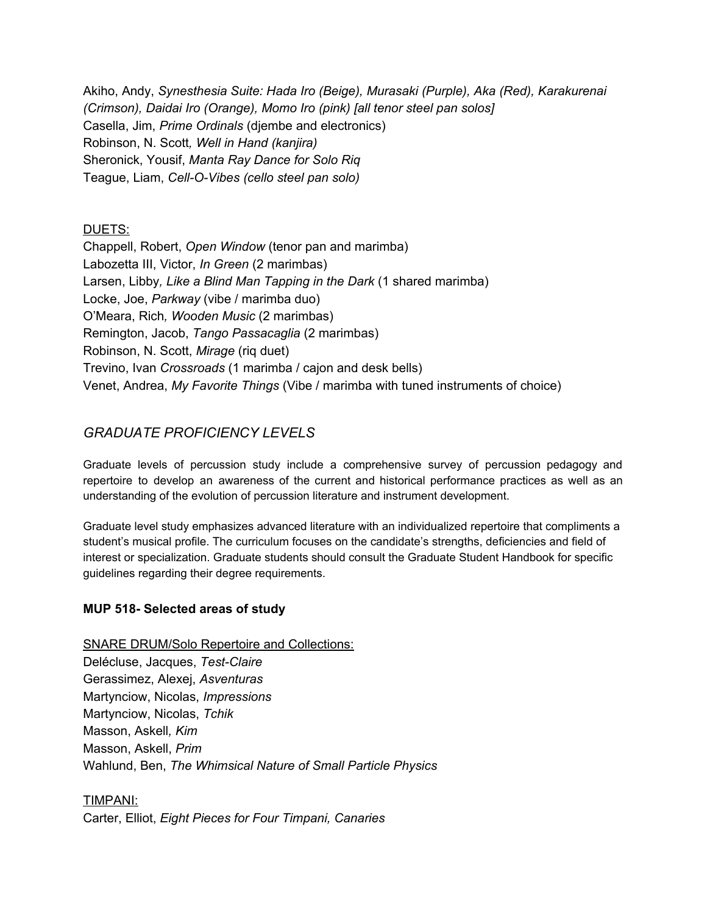Akiho, Andy, *Synesthesia Suite: Hada Iro (Beige), Murasaki (Purple), Aka (Red), Karakurenai (Crimson), Daidai Iro (Orange), Momo Iro (pink) [all tenor steel pan solos]*
Casella, Jim, *Prime Ordinals* (djembe and electronics)
Robinson, N. Scott*, Well in Hand (kanjira)*
Sheronick, Yousif, *Manta Ray Dance for Solo Riq*
Teague, Liam, *Cell-O-Vibes (cello steel pan solo)*

DUETS:
Chappell, Robert, *Open Window* (tenor pan and marimba)
Labozetta III, Victor, *In Green* (2 marimbas)
Larsen, Libby*, Like a Blind Man Tapping in the Dark* (1 shared marimba)
Locke, Joe, *Parkway* (vibe / marimba duo)
O'Meara, Rich*, Wooden Music* (2 marimbas)
Remington, Jacob, *Tango Passacaglia* (2 marimbas)
Robinson, N. Scott, *Mirage* (riq duet)
Trevino, Ivan *Crossroads* (1 marimba / cajon and desk bells)
Venet, Andrea, *My Favorite Things* (Vibe / marimba with tuned instruments of choice)

## *GRADUATE PROFICIENCY LEVELS*

Graduate levels of percussion study include a comprehensive survey of percussion pedagogy and repertoire to develop an awareness of the current and historical performance practices as well as an understanding of the evolution of percussion literature and instrument development.

Graduate level study emphasizes advanced literature with an individualized repertoire that compliments a student's musical profile. The curriculum focuses on the candidate's strengths, deficiencies and field of interest or specialization. Graduate students should consult the Graduate Student Handbook for specific guidelines regarding their degree requirements.

**MUP 518- Selected areas of study**

SNARE DRUM/Solo Repertoire and Collections:
Delécluse, Jacques, *Test-Claire*
Gerassimez, Alexej, *Asventuras*
Martynciow, Nicolas, *Impressions*
Martynciow, Nicolas, *Tchik*
Masson, Askell*, Kim*
Masson, Askell, *Prim*
Wahlund, Ben, *The Whimsical Nature of Small Particle Physics*

TIMPANI:
Carter, Elliot, *Eight Pieces for Four Timpani, Canaries*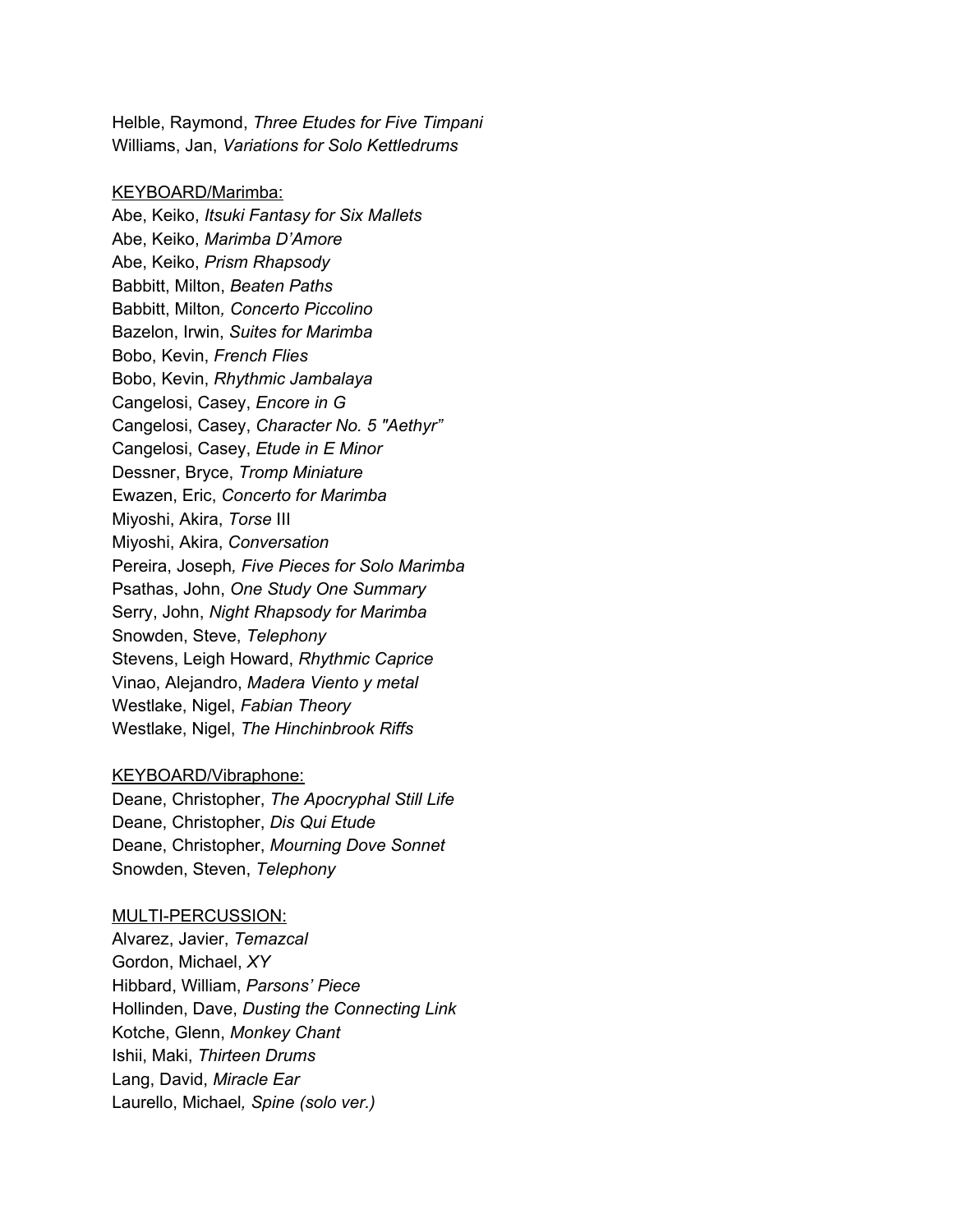Helble, Raymond, *Three Etudes for Five Timpani*
Williams, Jan, *Variations for Solo Kettledrums*

<u>KEYBOARD/Marimba:</u>
Abe, Keiko, *Itsuki Fantasy for Six Mallets*
Abe, Keiko, *Marimba D'Amore*
Abe, Keiko, *Prism Rhapsody*
Babbitt, Milton, *Beaten Paths*
Babbitt, Milton*, Concerto Piccolino*
Bazelon, Irwin, *Suites for Marimba*
Bobo, Kevin, *French Flies*
Bobo, Kevin, *Rhythmic Jambalaya*
Cangelosi, Casey, *Encore in G*
Cangelosi, Casey, *Character No. 5 "Aethyr"*
Cangelosi, Casey, *Etude in E Minor*
Dessner, Bryce, *Tromp Miniature*
Ewazen, Eric, *Concerto for Marimba*
Miyoshi, Akira, *Torse* III
Miyoshi, Akira, *Conversation*
Pereira, Joseph*, Five Pieces for Solo Marimba*
Psathas, John, *One Study One Summary*
Serry, John, *Night Rhapsody for Marimba*
Snowden, Steve, *Telephony*
Stevens, Leigh Howard, *Rhythmic Caprice*
Vinao, Alejandro, *Madera Viento y metal*
Westlake, Nigel, *Fabian Theory*
Westlake, Nigel, *The Hinchinbrook Riffs*

<u>KEYBOARD/Vibraphone:</u>
Deane, Christopher, *The Apocryphal Still Life*
Deane, Christopher, *Dis Qui Etude*
Deane, Christopher, *Mourning Dove Sonnet*
Snowden, Steven, *Telephony*

<u>MULTI-PERCUSSION:</u>
Alvarez, Javier, *Temazcal*
Gordon, Michael, *XY*
Hibbard, William, *Parsons' Piece*
Hollinden, Dave, *Dusting the Connecting Link*
Kotche, Glenn, *Monkey Chant*
Ishii, Maki, *Thirteen Drums*
Lang, David, *Miracle Ear*
Laurello, Michael*, Spine (solo ver.)*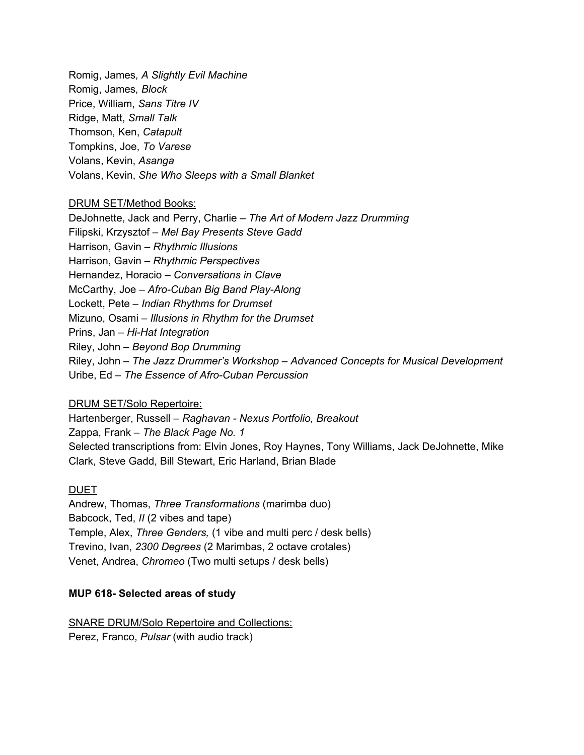Romig, James*, A Slightly Evil Machine*
Romig, James*, Block*
Price, William, *Sans Titre IV*
Ridge, Matt, *Small Talk*
Thomson, Ken, *Catapult*
Tompkins, Joe, *To Varese*
Volans, Kevin, *Asanga*
Volans, Kevin, *She Who Sleeps with a Small Blanket*

<u>DRUM SET/Method Books:</u>
DeJohnette, Jack and Perry, Charlie – *The Art of Modern Jazz Drumming*
Filipski, Krzysztof – *Mel Bay Presents Steve Gadd*
Harrison, Gavin – *Rhythmic Illusions*
Harrison, Gavin – *Rhythmic Perspectives*
Hernandez, Horacio – *Conversations in Clave*
McCarthy, Joe – *Afro-Cuban Big Band Play-Along*
Lockett, Pete – *Indian Rhythms for Drumset*
Mizuno, Osami – *Illusions in Rhythm for the Drumset*
Prins, Jan – *Hi-Hat Integration*
Riley, John – *Beyond Bop Drumming*
Riley, John – *The Jazz Drummer's Workshop – Advanced Concepts for Musical Development*
Uribe, Ed – *The Essence of Afro-Cuban Percussion*

<u>DRUM SET/Solo Repertoire:</u>
Hartenberger, Russell – *Raghavan - Nexus Portfolio, Breakout*
Zappa, Frank – *The Black Page No. 1*
Selected transcriptions from: Elvin Jones, Roy Haynes, Tony Williams, Jack DeJohnette, Mike Clark, Steve Gadd, Bill Stewart, Eric Harland, Brian Blade

<u>DUET</u>
Andrew, Thomas, *Three Transformations* (marimba duo)
Babcock, Ted, *II* (2 vibes and tape)
Temple, Alex, *Three Genders,* (1 vibe and multi perc / desk bells)
Trevino, Ivan, *2300 Degrees* (2 Marimbas, 2 octave crotales)
Venet, Andrea, *Chromeo* (Two multi setups / desk bells)

**MUP 618- Selected areas of study**

<u>SNARE DRUM/Solo Repertoire and Collections:</u>
Perez, Franco, *Pulsar* (with audio track)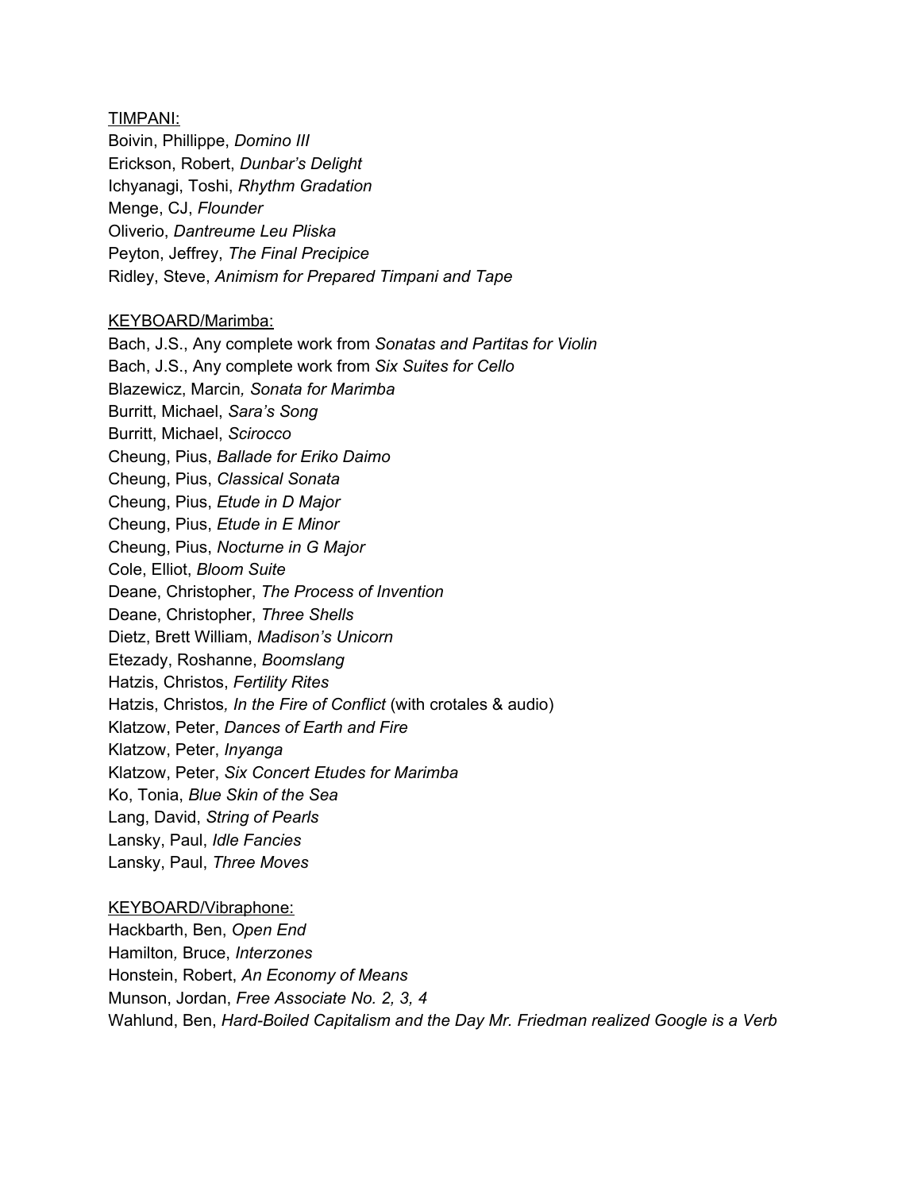TIMPANI:

Boivin, Phillippe, *Domino III*
Erickson, Robert, *Dunbar's Delight*
Ichyanagi, Toshi, *Rhythm Gradation*
Menge, CJ, *Flounder*
Oliverio, *Dantreume Leu Pliska*
Peyton, Jeffrey, *The Final Precipice*
Ridley, Steve, *Animism for Prepared Timpani and Tape*

KEYBOARD/Marimba:

Bach, J.S., Any complete work from *Sonatas and Partitas for Violin*
Bach, J.S., Any complete work from *Six Suites for Cello*
Blazewicz, Marcin*, Sonata for Marimba*
Burritt, Michael, *Sara's Song*
Burritt, Michael, *Scirocco*
Cheung, Pius, *Ballade for Eriko Daimo*
Cheung, Pius, *Classical Sonata*
Cheung, Pius, *Etude in D Major*
Cheung, Pius, *Etude in E Minor*
Cheung, Pius, *Nocturne in G Major*
Cole, Elliot, *Bloom Suite*
Deane, Christopher, *The Process of Invention*
Deane, Christopher, *Three Shells*
Dietz, Brett William, *Madison's Unicorn*
Etezady, Roshanne, *Boomslang*
Hatzis, Christos, *Fertility Rites*
Hatzis, Christos*, In the Fire of Conflict* (with crotales & audio)
Klatzow, Peter, *Dances of Earth and Fire*
Klatzow, Peter, *Inyanga*
Klatzow, Peter, *Six Concert Etudes for Marimba*
Ko, Tonia, *Blue Skin of the Sea*
Lang, David, *String of Pearls*
Lansky, Paul, *Idle Fancies*
Lansky, Paul, *Three Moves*

KEYBOARD/Vibraphone:

Hackbarth, Ben, *Open End*
Hamilton*,* Bruce, *Interzones*
Honstein, Robert, *An Economy of Means*
Munson, Jordan, *Free Associate No. 2, 3, 4*
Wahlund, Ben, *Hard-Boiled Capitalism and the Day Mr. Friedman realized Google is a Verb*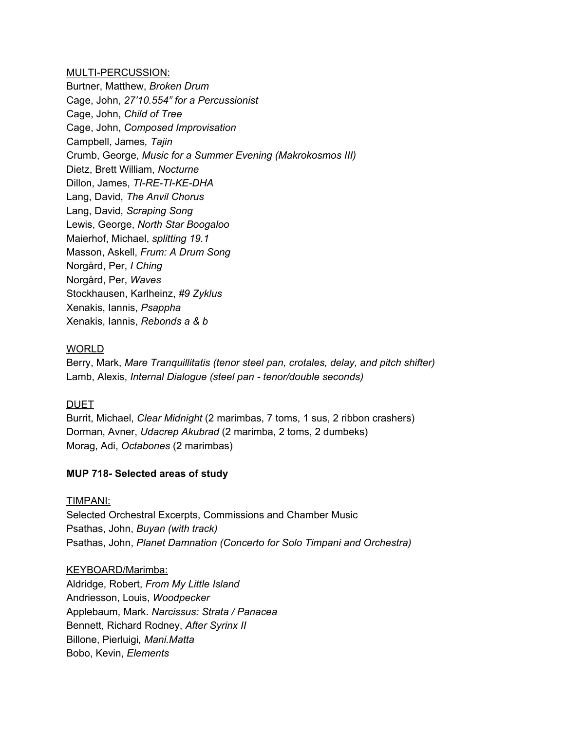MULTI-PERCUSSION:

Burtner, Matthew, *Broken Drum*
Cage, John, *27'10.554" for a Percussionist*
Cage, John, *Child of Tree*
Cage, John, *Composed Improvisation*
Campbell, James*, Tajin*
Crumb, George, *Music for a Summer Evening (Makrokosmos III)*
Dietz, Brett William, *Nocturne*
Dillon, James, *TI-RE-TI-KE-DHA*
Lang, David, *The Anvil Chorus*
Lang, David, *Scraping Song*
Lewis, George, *North Star Boogaloo*
Maierhof, Michael, *splitting 19.1*
Masson, Askell, *Frum: A Drum Song*
Norgård, Per, *I Ching*
Norgård, Per, *Waves*
Stockhausen, Karlheinz, *#9 Zyklus*
Xenakis, Iannis, *Psappha*
Xenakis, Iannis, *Rebonds a & b*

WORLD

Berry, Mark, *Mare Tranquillitatis (tenor steel pan, crotales, delay, and pitch shifter)*
Lamb, Alexis, *Internal Dialogue (steel pan - tenor/double seconds)*

DUET

Burrit, Michael, *Clear Midnight* (2 marimbas, 7 toms, 1 sus, 2 ribbon crashers)
Dorman, Avner, *Udacrep Akubrad* (2 marimba, 2 toms, 2 dumbeks)
Morag, Adi, *Octabones* (2 marimbas)

**MUP 718- Selected areas of study**

TIMPANI:

Selected Orchestral Excerpts, Commissions and Chamber Music
Psathas, John, *Buyan (with track)*
Psathas, John, *Planet Damnation (Concerto for Solo Timpani and Orchestra)*

KEYBOARD/Marimba:

Aldridge, Robert, *From My Little Island*
Andriesson, Louis, *Woodpecker*
Applebaum, Mark. *Narcissus: Strata / Panacea*
Bennett, Richard Rodney, *After Syrinx II*
Billone, Pierluigi*, Mani.Matta*
Bobo, Kevin, *Elements*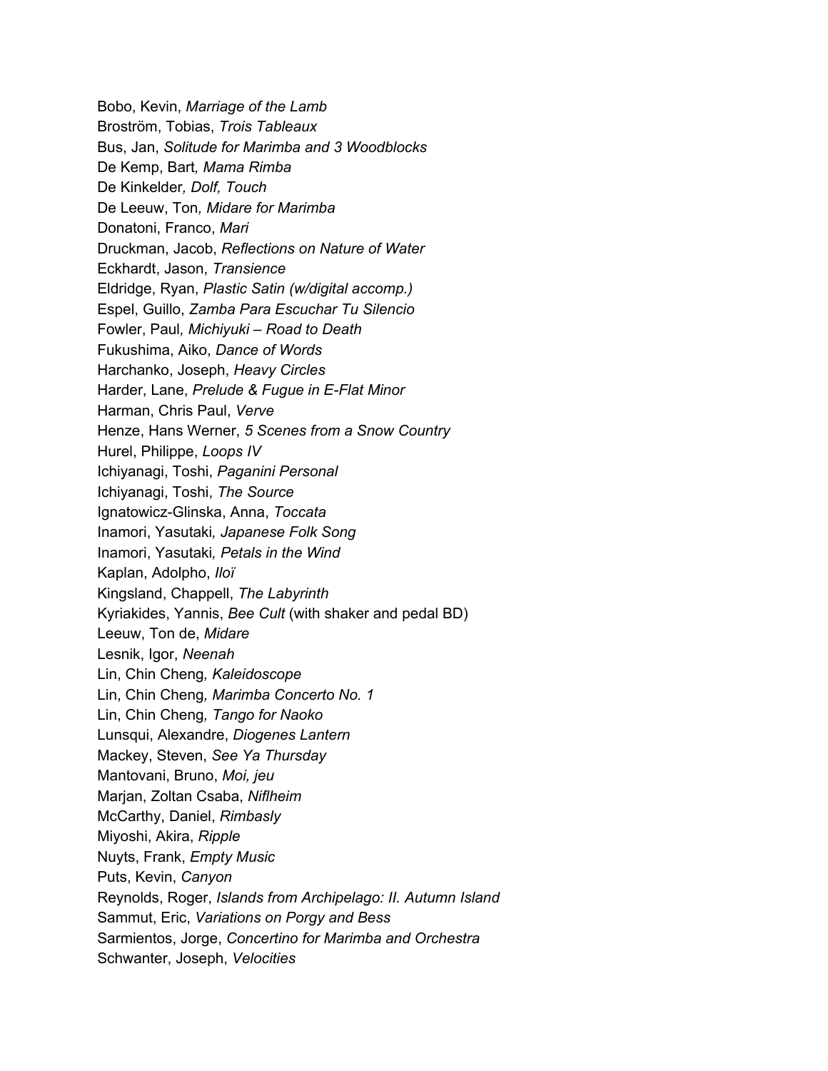Bobo, Kevin, *Marriage of the Lamb*  
Broström, Tobias, *Trois Tableaux*  
Bus, Jan, *Solitude for Marimba and 3 Woodblocks*  
De Kemp, Bart*, Mama Rimba*  
De Kinkelder*, Dolf, Touch*  
De Leeuw, Ton*, Midare for Marimba*  
Donatoni, Franco, *Mari*  
Druckman, Jacob, *Reflections on Nature of Water*  
Eckhardt, Jason, *Transience*  
Eldridge, Ryan, *Plastic Satin (w/digital accomp.)*  
Espel, Guillo, *Zamba Para Escuchar Tu Silencio*  
Fowler, Paul*, Michiyuki – Road to Death*  
Fukushima, Aiko, *Dance of Words*  
Harchanko, Joseph, *Heavy Circles*  
Harder, Lane, *Prelude & Fugue in E-Flat Minor*  
Harman, Chris Paul, *Verve*  
Henze, Hans Werner, *5 Scenes from a Snow Country*  
Hurel, Philippe, *Loops IV*  
Ichiyanagi, Toshi, *Paganini Personal*  
Ichiyanagi, Toshi, *The Source*  
Ignatowicz-Glinska, Anna, *Toccata*  
Inamori, Yasutaki*, Japanese Folk Song*  
Inamori, Yasutaki*, Petals in the Wind*  
Kaplan, Adolpho, *Iloï*  
Kingsland, Chappell, *The Labyrinth*  
Kyriakides, Yannis, *Bee Cult* (with shaker and pedal BD)  
Leeuw, Ton de, *Midare*  
Lesnik, Igor, *Neenah*  
Lin, Chin Cheng*, Kaleidoscope*  
Lin, Chin Cheng*, Marimba Concerto No. 1*  
Lin, Chin Cheng*, Tango for Naoko*  
Lunsqui, Alexandre, *Diogenes Lantern*  
Mackey, Steven, *See Ya Thursday*  
Mantovani, Bruno, *Moi, jeu*  
Marjan, Zoltan Csaba, *Niflheim*  
McCarthy, Daniel, *Rimbasly*  
Miyoshi, Akira, *Ripple*  
Nuyts, Frank, *Empty Music*  
Puts, Kevin, *Canyon*  
Reynolds, Roger, *Islands from Archipelago: II. Autumn Island*  
Sammut, Eric, *Variations on Porgy and Bess*  
Sarmientos, Jorge, *Concertino for Marimba and Orchestra*  
Schwanter, Joseph, *Velocities*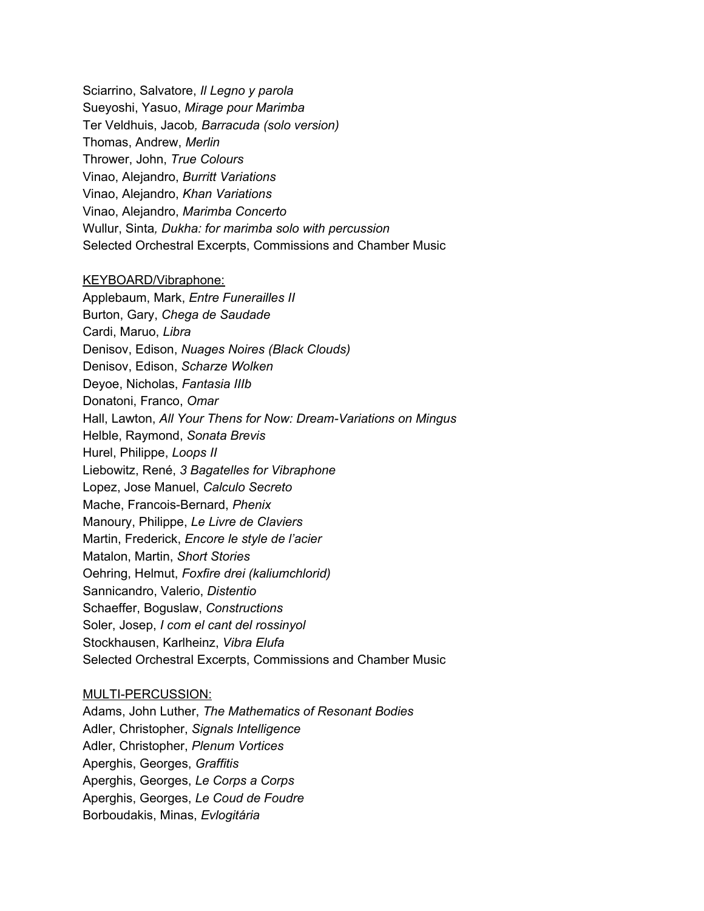Sciarrino, Salvatore, *Il Legno y parola*
Sueyoshi, Yasuo, *Mirage pour Marimba*
Ter Veldhuis, Jacob*, Barracuda (solo version)*
Thomas, Andrew, *Merlin*
Thrower, John, *True Colours*
Vinao, Alejandro, *Burritt Variations*
Vinao, Alejandro, *Khan Variations*
Vinao, Alejandro, *Marimba Concerto*
Wullur, Sinta*, Dukha: for marimba solo with percussion*
Selected Orchestral Excerpts, Commissions and Chamber Music

<u>KEYBOARD/Vibraphone:</u>
Applebaum, Mark, *Entre Funerailles II*
Burton, Gary, *Chega de Saudade*
Cardi, Maruo, *Libra*
Denisov, Edison, *Nuages Noires (Black Clouds)*
Denisov, Edison, *Scharze Wolken*
Deyoe, Nicholas, *Fantasia IIIb*
Donatoni, Franco, *Omar*
Hall, Lawton, *All Your Thens for Now: Dream-Variations on Mingus*
Helble, Raymond, *Sonata Brevis*
Hurel, Philippe, *Loops II*
Liebowitz, René, *3 Bagatelles for Vibraphone*
Lopez, Jose Manuel, *Calculo Secreto*
Mache, Francois-Bernard, *Phenix*
Manoury, Philippe, *Le Livre de Claviers*
Martin, Frederick, *Encore le style de l'acier*
Matalon, Martin, *Short Stories*
Oehring, Helmut, *Foxfire drei (kaliumchlorid)*
Sannicandro, Valerio, *Distentio*
Schaeffer, Boguslaw, *Constructions*
Soler, Josep, *I com el cant del rossinyol*
Stockhausen, Karlheinz, *Vibra Elufa*
Selected Orchestral Excerpts, Commissions and Chamber Music

<u>MULTI-PERCUSSION:</u>
Adams, John Luther, *The Mathematics of Resonant Bodies*
Adler, Christopher, *Signals Intelligence*
Adler, Christopher, *Plenum Vortices*
Aperghis, Georges, *Graffitis*
Aperghis, Georges, *Le Corps a Corps*
Aperghis, Georges, *Le Coud de Foudre*
Borboudakis, Minas, *Evlogitária*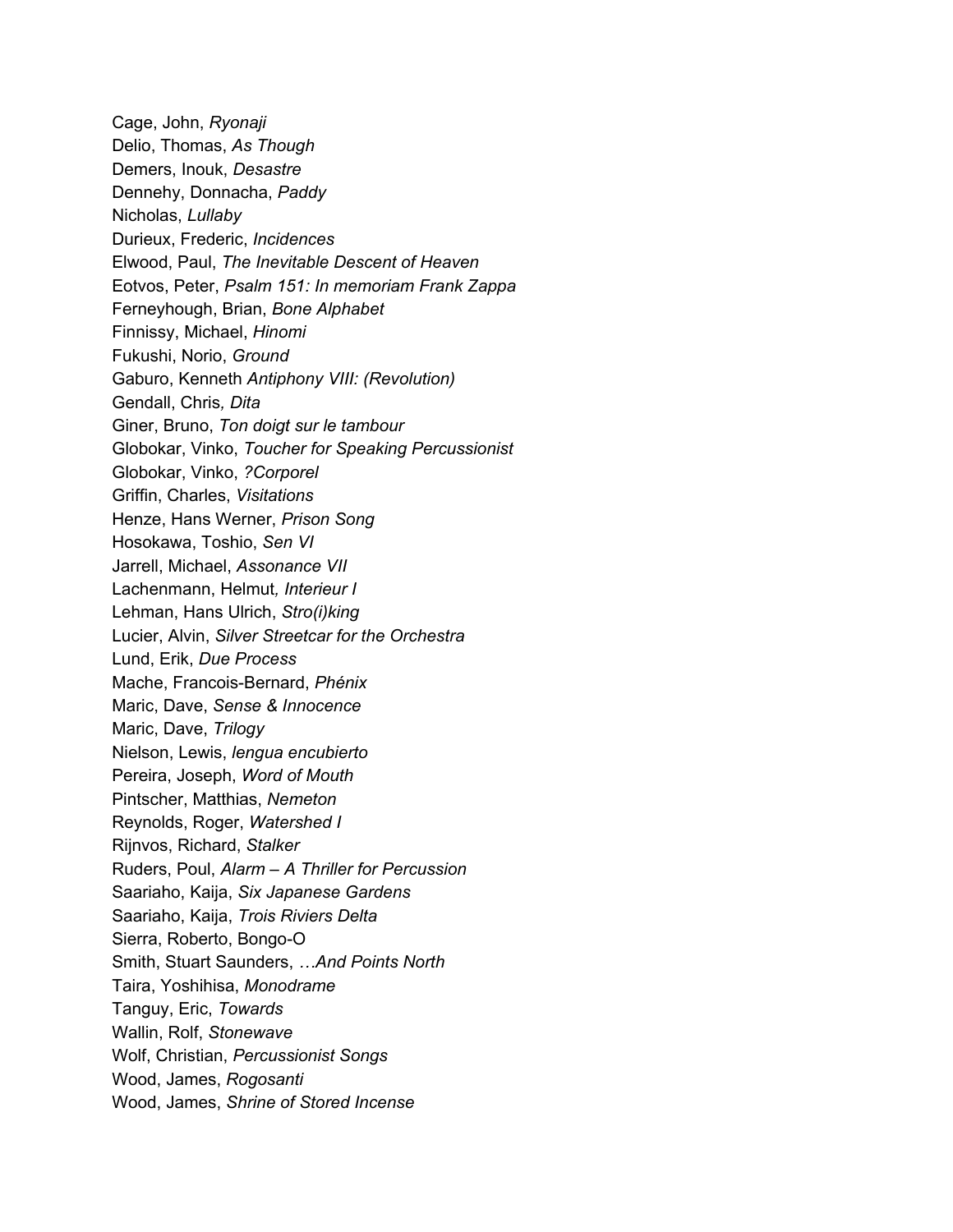Cage, John, *Ryonaji*
Delio, Thomas, *As Though*
Demers, Inouk, *Desastre*
Dennehy, Donnacha, *Paddy*
Nicholas, *Lullaby*
Durieux, Frederic, *Incidences*
Elwood, Paul, *The Inevitable Descent of Heaven*
Eotvos, Peter, *Psalm 151: In memoriam Frank Zappa*
Ferneyhough, Brian, *Bone Alphabet*
Finnissy, Michael, *Hinomi*
Fukushi, Norio, *Ground*
Gaburo, Kenneth *Antiphony VIII: (Revolution)*
Gendall, Chris*, Dita*
Giner, Bruno, *Ton doigt sur le tambour*
Globokar, Vinko, *Toucher for Speaking Percussionist*
Globokar, Vinko, *?Corporel*
Griffin, Charles, *Visitations*
Henze, Hans Werner, *Prison Song*
Hosokawa, Toshio, *Sen VI*
Jarrell, Michael, *Assonance VII*
Lachenmann, Helmut*, Interieur I*
Lehman, Hans Ulrich, *Stro(i)king*
Lucier, Alvin, *Silver Streetcar for the Orchestra*
Lund, Erik, *Due Process*
Mache, Francois-Bernard, *Phénix*
Maric, Dave, *Sense & Innocence*
Maric, Dave, *Trilogy*
Nielson, Lewis, *lengua encubierto*
Pereira, Joseph, *Word of Mouth*
Pintscher, Matthias, *Nemeton*
Reynolds, Roger, *Watershed I*
Rijnvos, Richard, *Stalker*
Ruders, Poul, *Alarm – A Thriller for Percussion*
Saariaho, Kaija, *Six Japanese Gardens*
Saariaho, Kaija, *Trois Riviers Delta*
Sierra, Roberto, Bongo-O
Smith, Stuart Saunders, *…And Points North*
Taira, Yoshihisa, *Monodrame*
Tanguy, Eric, *Towards*
Wallin, Rolf, *Stonewave*
Wolf, Christian, *Percussionist Songs*
Wood, James, *Rogosanti*
Wood, James, *Shrine of Stored Incense*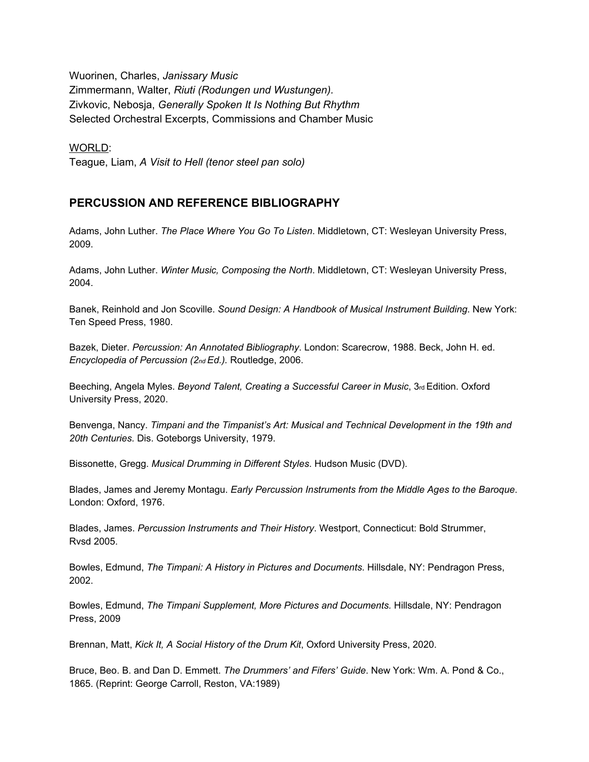Wuorinen, Charles, *Janissary Music*
Zimmermann, Walter, *Riuti (Rodungen und Wustungen).*
Zivkovic, Nebosja, *Generally Spoken It Is Nothing But Rhythm*
Selected Orchestral Excerpts, Commissions and Chamber Music

<u>WORLD</u>:
Teague, Liam, *A Visit to Hell (tenor steel pan solo)*

## PERCUSSION AND REFERENCE BIBLIOGRAPHY

Adams, John Luther. *The Place Where You Go To Listen*. Middletown, CT: Wesleyan University Press, 2009.

Adams, John Luther. *Winter Music, Composing the North*. Middletown, CT: Wesleyan University Press, 2004.

Banek, Reinhold and Jon Scoville. *Sound Design: A Handbook of Musical Instrument Building*. New York: Ten Speed Press, 1980.

Bazek, Dieter. *Percussion: An Annotated Bibliography*. London: Scarecrow, 1988. Beck, John H. ed. *Encyclopedia of Percussion (2nd Ed.)*. Routledge, 2006.

Beeching, Angela Myles. *Beyond Talent, Creating a Successful Career in Music*, 3rd Edition. Oxford University Press, 2020.

Benvenga, Nancy. *Timpani and the Timpanist's Art: Musical and Technical Development in the 19th and 20th Centuries*. Dis. Goteborgs University, 1979.

Bissonette, Gregg. *Musical Drumming in Different Styles*. Hudson Music (DVD).

Blades, James and Jeremy Montagu. *Early Percussion Instruments from the Middle Ages to the Baroque*. London: Oxford, 1976.

Blades, James. *Percussion Instruments and Their History*. Westport, Connecticut: Bold Strummer, Rvsd 2005.

Bowles, Edmund, *The Timpani: A History in Pictures and Documents*. Hillsdale, NY: Pendragon Press, 2002.

Bowles, Edmund, *The Timpani Supplement, More Pictures and Documents.* Hillsdale, NY: Pendragon Press, 2009

Brennan, Matt, *Kick It, A Social History of the Drum Kit*, Oxford University Press, 2020.

Bruce, Beo. B. and Dan D. Emmett. *The Drummers' and Fifers' Guide*. New York: Wm. A. Pond & Co., 1865. (Reprint: George Carroll, Reston, VA:1989)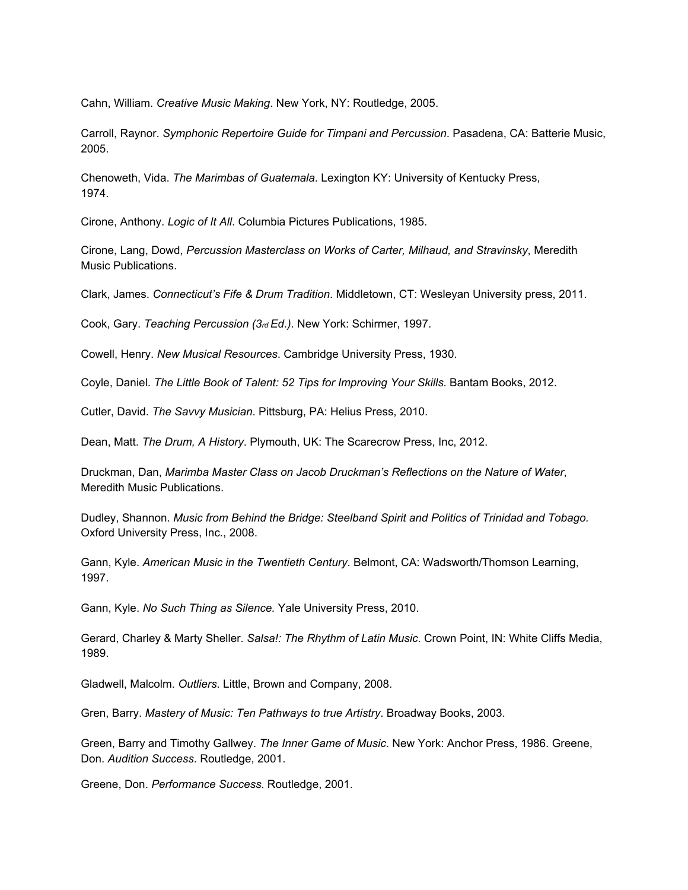Cahn, William. *Creative Music Making*. New York, NY: Routledge, 2005.

Carroll, Raynor. *Symphonic Repertoire Guide for Timpani and Percussion*. Pasadena, CA: Batterie Music, 2005.

Chenoweth, Vida. *The Marimbas of Guatemala*. Lexington KY: University of Kentucky Press, 1974.

Cirone, Anthony. *Logic of It All*. Columbia Pictures Publications, 1985.

Cirone, Lang, Dowd, *Percussion Masterclass on Works of Carter, Milhaud, and Stravinsky*, Meredith Music Publications.

Clark, James. *Connecticut's Fife & Drum Tradition*. Middletown, CT: Wesleyan University press, 2011.

Cook, Gary. *Teaching Percussion (3rd Ed.)*. New York: Schirmer, 1997.

Cowell, Henry. *New Musical Resources*. Cambridge University Press, 1930.

Coyle, Daniel. *The Little Book of Talent: 52 Tips for Improving Your Skills*. Bantam Books, 2012.

Cutler, David. *The Savvy Musician*. Pittsburg, PA: Helius Press, 2010.

Dean, Matt. *The Drum, A History*. Plymouth, UK: The Scarecrow Press, Inc, 2012.

Druckman, Dan, *Marimba Master Class on Jacob Druckman's Reflections on the Nature of Water*, Meredith Music Publications.

Dudley, Shannon. *Music from Behind the Bridge: Steelband Spirit and Politics of Trinidad and Tobago.* Oxford University Press, Inc., 2008.

Gann, Kyle. *American Music in the Twentieth Century*. Belmont, CA: Wadsworth/Thomson Learning, 1997.

Gann, Kyle. *No Such Thing as Silence.* Yale University Press, 2010.

Gerard, Charley & Marty Sheller. *Salsa!: The Rhythm of Latin Music*. Crown Point, IN: White Cliffs Media, 1989.

Gladwell, Malcolm. *Outliers*. Little, Brown and Company, 2008.

Gren, Barry. *Mastery of Music: Ten Pathways to true Artistry*. Broadway Books, 2003.

Green, Barry and Timothy Gallwey. *The Inner Game of Music*. New York: Anchor Press, 1986. Greene, Don. *Audition Success*. Routledge, 2001.

Greene, Don. *Performance Success*. Routledge, 2001.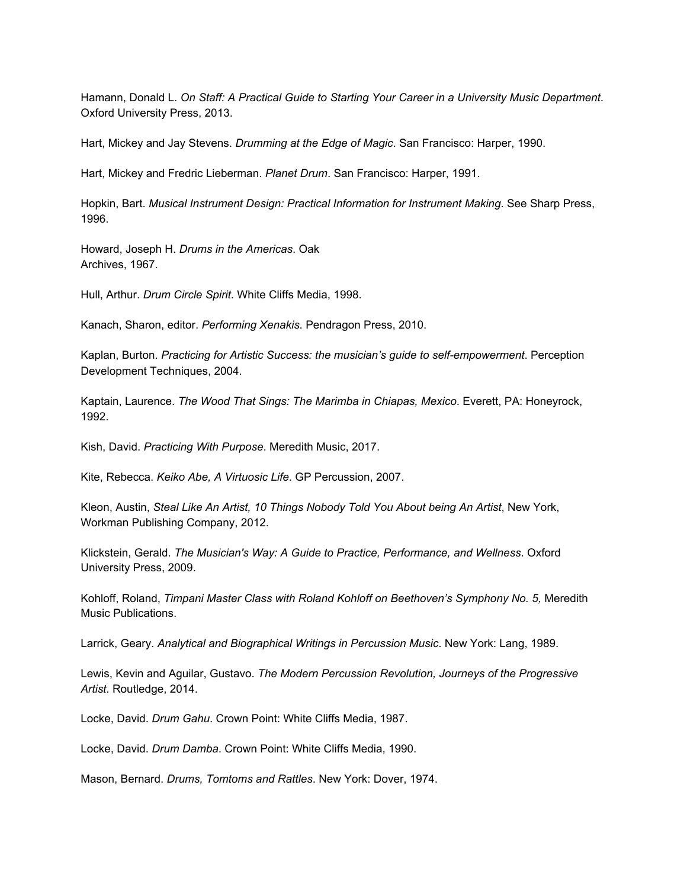Hamann, Donald L. *On Staff: A Practical Guide to Starting Your Career in a University Music Department*. Oxford University Press, 2013.

Hart, Mickey and Jay Stevens. *Drumming at the Edge of Magic*. San Francisco: Harper, 1990.

Hart, Mickey and Fredric Lieberman. *Planet Drum*. San Francisco: Harper, 1991.

Hopkin, Bart. *Musical Instrument Design: Practical Information for Instrument Making*. See Sharp Press, 1996.

Howard, Joseph H. *Drums in the Americas*. Oak Archives, 1967.

Hull, Arthur. *Drum Circle Spirit*. White Cliffs Media, 1998.

Kanach, Sharon, editor. *Performing Xenakis*. Pendragon Press, 2010.

Kaplan, Burton. *Practicing for Artistic Success: the musician's guide to self-empowerment*. Perception Development Techniques, 2004.

Kaptain, Laurence. *The Wood That Sings: The Marimba in Chiapas, Mexico*. Everett, PA: Honeyrock, 1992.

Kish, David. *Practicing With Purpose*. Meredith Music, 2017.

Kite, Rebecca. *Keiko Abe, A Virtuosic Life*. GP Percussion, 2007.

Kleon, Austin, *Steal Like An Artist, 10 Things Nobody Told You About being An Artist*, New York, Workman Publishing Company, 2012.

Klickstein, Gerald. *The Musician's Way: A Guide to Practice, Performance, and Wellness*. Oxford University Press, 2009.

Kohloff, Roland, *Timpani Master Class with Roland Kohloff on Beethoven's Symphony No. 5,* Meredith Music Publications.

Larrick, Geary. *Analytical and Biographical Writings in Percussion Music*. New York: Lang, 1989.

Lewis, Kevin and Aguilar, Gustavo. *The Modern Percussion Revolution, Journeys of the Progressive Artist*. Routledge, 2014.

Locke, David. *Drum Gahu*. Crown Point: White Cliffs Media, 1987.

Locke, David. *Drum Damba*. Crown Point: White Cliffs Media, 1990.

Mason, Bernard. *Drums, Tomtoms and Rattles*. New York: Dover, 1974.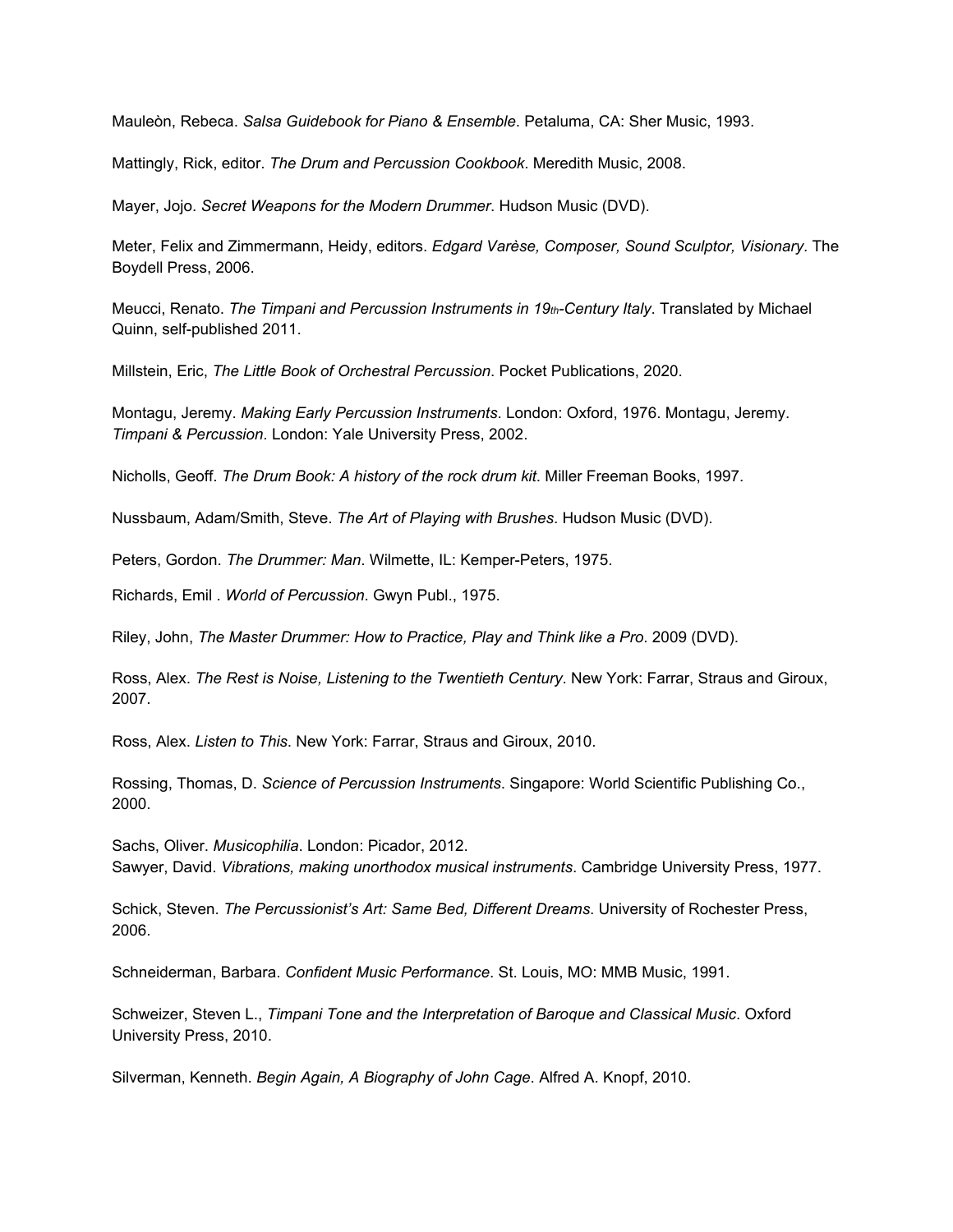Mauleòn, Rebeca. *Salsa Guidebook for Piano & Ensemble*. Petaluma, CA: Sher Music, 1993.

Mattingly, Rick, editor. *The Drum and Percussion Cookbook*. Meredith Music, 2008.

Mayer, Jojo. *Secret Weapons for the Modern Drummer*. Hudson Music (DVD).

Meter, Felix and Zimmermann, Heidy, editors. *Edgard Varèse, Composer, Sound Sculptor, Visionary*. The Boydell Press, 2006.

Meucci, Renato. *The Timpani and Percussion Instruments in 19th-Century Italy*. Translated by Michael Quinn, self-published 2011.

Millstein, Eric, *The Little Book of Orchestral Percussion*. Pocket Publications, 2020.

Montagu, Jeremy. *Making Early Percussion Instruments*. London: Oxford, 1976. Montagu, Jeremy. *Timpani & Percussion*. London: Yale University Press, 2002.

Nicholls, Geoff. *The Drum Book: A history of the rock drum kit*. Miller Freeman Books, 1997.

Nussbaum, Adam/Smith, Steve. *The Art of Playing with Brushes*. Hudson Music (DVD).

Peters, Gordon. *The Drummer: Man*. Wilmette, IL: Kemper-Peters, 1975.

Richards, Emil . *World of Percussion*. Gwyn Publ., 1975.

Riley, John, *The Master Drummer: How to Practice, Play and Think like a Pro*. 2009 (DVD).

Ross, Alex. *The Rest is Noise, Listening to the Twentieth Century*. New York: Farrar, Straus and Giroux, 2007.

Ross, Alex. *Listen to This*. New York: Farrar, Straus and Giroux, 2010.

Rossing, Thomas, D. *Science of Percussion Instruments*. Singapore: World Scientific Publishing Co., 2000.

Sachs, Oliver. *Musicophilia*. London: Picador, 2012.
Sawyer, David. *Vibrations, making unorthodox musical instruments*. Cambridge University Press, 1977.

Schick, Steven. *The Percussionist's Art: Same Bed, Different Dreams*. University of Rochester Press, 2006.

Schneiderman, Barbara. *Confident Music Performance*. St. Louis, MO: MMB Music, 1991.

Schweizer, Steven L., *Timpani Tone and the Interpretation of Baroque and Classical Music*. Oxford University Press, 2010.

Silverman, Kenneth. *Begin Again, A Biography of John Cage*. Alfred A. Knopf, 2010.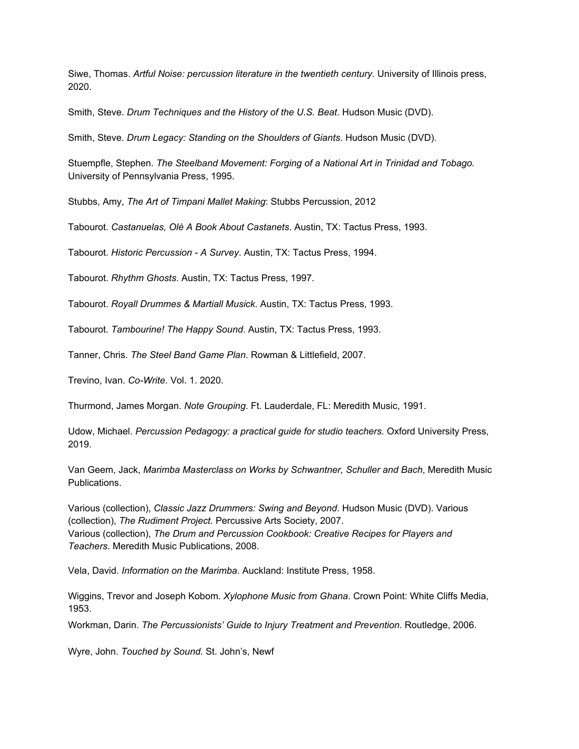Siwe, Thomas. *Artful Noise: percussion literature in the twentieth century*. University of Illinois press, 2020.

Smith, Steve. *Drum Techniques and the History of the U.S. Beat*. Hudson Music (DVD).

Smith, Steve. *Drum Legacy: Standing on the Shoulders of Giants*. Hudson Music (DVD).

Stuempfle, Stephen. *The Steelband Movement: Forging of a National Art in Trinidad and Tobago.* University of Pennsylvania Press, 1995.

Stubbs, Amy, *The Art of Timpani Mallet Making*: Stubbs Percussion, 2012

Tabourot. *Castanuelas, Olê A Book About Castanets*. Austin, TX: Tactus Press, 1993.

Tabourot. *Historic Percussion - A Survey*. Austin, TX: Tactus Press, 1994.

Tabourot. *Rhythm Ghosts*. Austin, TX: Tactus Press, 1997.

Tabourot. *Royall Drummes & Martiall Musick*. Austin, TX: Tactus Press, 1993.

Tabourot. *Tambourine! The Happy Sound*. Austin, TX: Tactus Press, 1993.

Tanner, Chris. *The Steel Band Game Plan*. Rowman & Littlefield, 2007.

Trevino, Ivan. *Co-Write*. Vol. 1. 2020.

Thurmond, James Morgan. *Note Grouping*. Ft. Lauderdale, FL: Meredith Music, 1991.

Udow, Michael. *Percussion Pedagogy: a practical guide for studio teachers*. Oxford University Press, 2019.

Van Geem, Jack, *Marimba Masterclass on Works by Schwantner, Schuller and Bach*, Meredith Music Publications.

Various (collection), *Classic Jazz Drummers: Swing and Beyond*. Hudson Music (DVD). Various (collection), *The Rudiment Project.* Percussive Arts Society, 2007.
Various (collection), *The Drum and Percussion Cookbook: Creative Recipes for Players and Teachers*. Meredith Music Publications, 2008.

Vela, David. *Information on the Marimba*. Auckland: Institute Press, 1958.

Wiggins, Trevor and Joseph Kobom. *Xylophone Music from Ghana*. Crown Point: White Cliffs Media, 1953.

Workman, Darin. *The Percussionists' Guide to Injury Treatment and Prevention*. Routledge, 2006.

Wyre, John. *Touched by Sound*. St. John's, Newf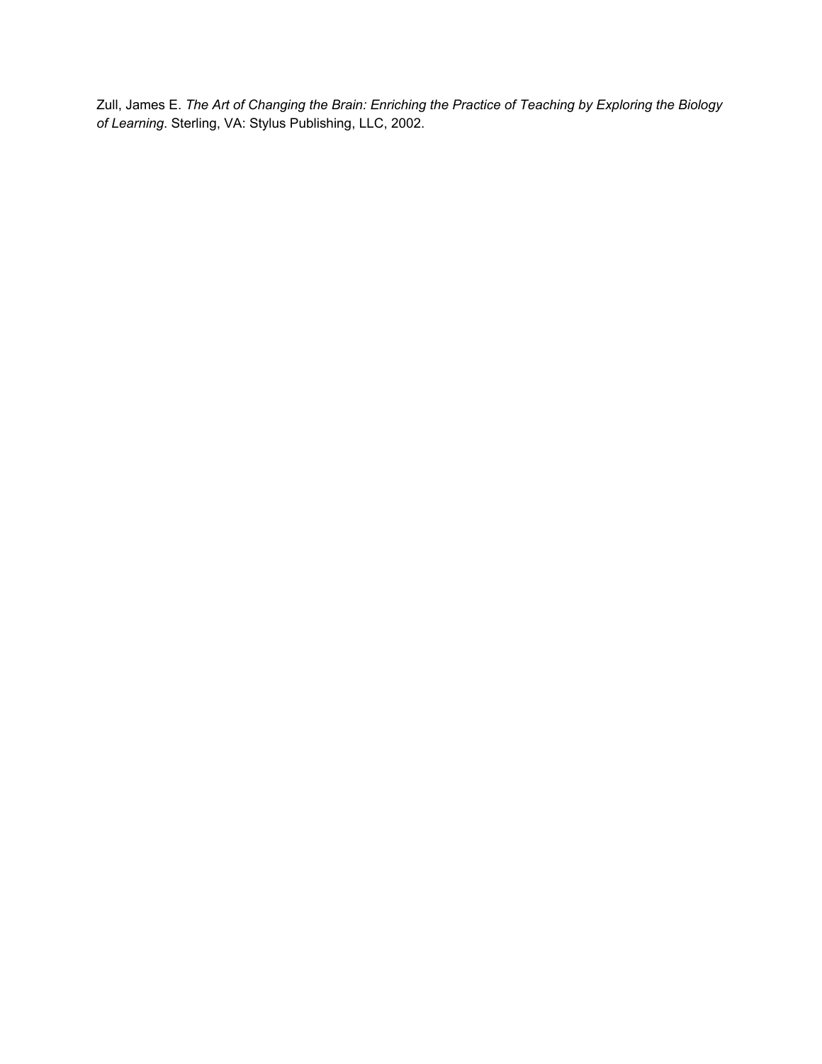Zull, James E. *The Art of Changing the Brain: Enriching the Practice of Teaching by Exploring the Biology of Learning*. Sterling, VA: Stylus Publishing, LLC, 2002.